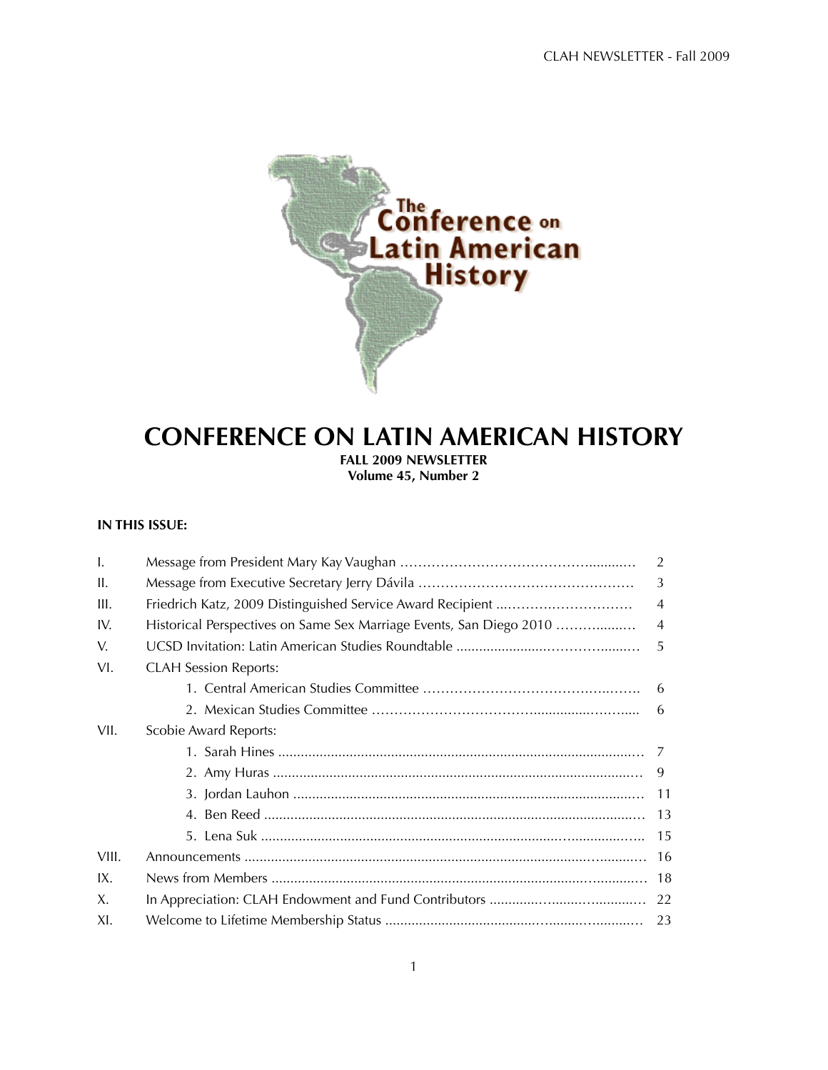# CONFERENCE ON LATIN AMERICAN HISTORY

**FALL 2009 NEWSLETTER**
**Volume 45, Number 2**

**IN THIS ISSUE:**

| | | |
|---|---|---|
| I. | Message from President Mary Kay Vaughan | 2 |
| II. | Message from Executive Secretary Jerry Dávila | 3 |
| III. | Friedrich Katz, 2009 Distinguished Service Award Recipient | 4 |
| IV. | Historical Perspectives on Same Sex Marriage Events, San Diego 2010 | 4 |
| V. | UCSD Invitation: Latin American Studies Roundtable | 5 |
| VI. | CLAH Session Reports: | |
| | 1. Central American Studies Committee | 6 |
| | 2. Mexican Studies Committee | 6 |
| VII. | Scobie Award Reports: | |
| | 1. Sarah Hines | 7 |
| | 2. Amy Huras | 9 |
| | 3. Jordan Lauhon | 11 |
| | 4. Ben Reed | 13 |
| | 5. Lena Suk | 15 |
| VIII. | Announcements | 16 |
| IX. | News from Members | 18 |
| X. | In Appreciation: CLAH Endowment and Fund Contributors | 22 |
| XI. | Welcome to Lifetime Membership Status | 23 |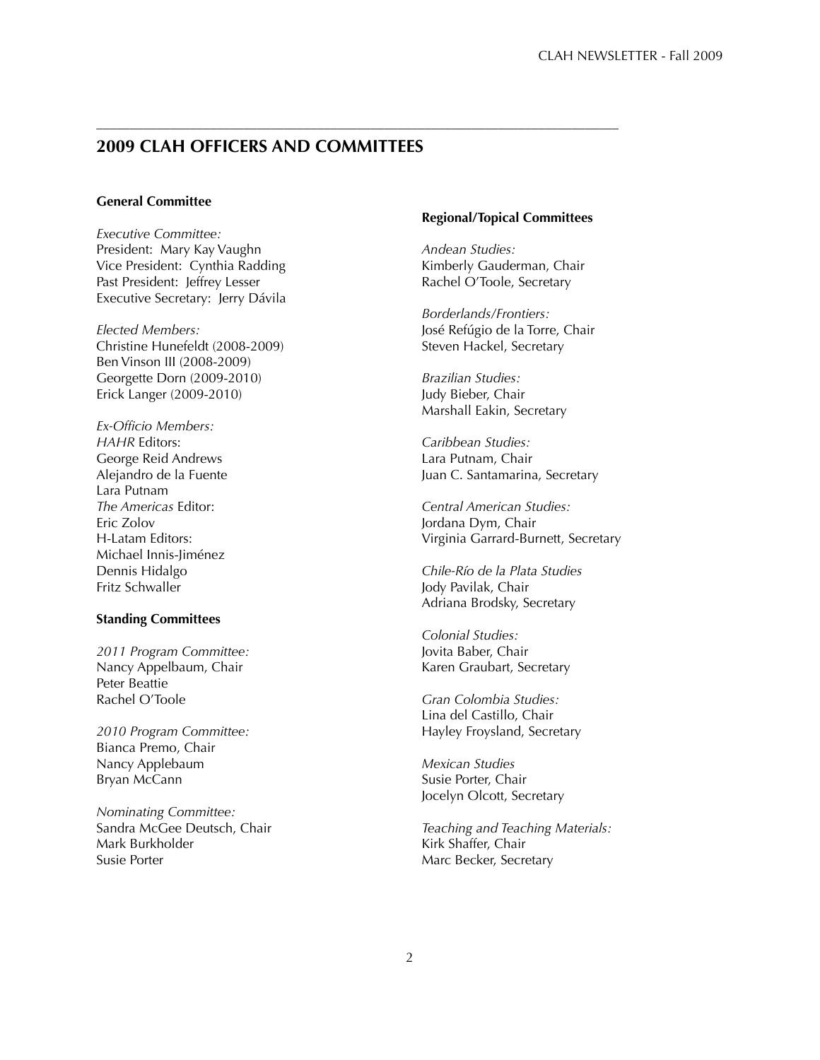## 2009 CLAH OFFICERS AND COMMITTEES

**General Committee**

*Executive Committee:*
President: Mary Kay Vaughn
Vice President: Cynthia Radding
Past President: Jeffrey Lesser
Executive Secretary: Jerry Dávila

*Elected Members:*
Christine Hunefeldt (2008-2009)
Ben Vinson III (2008-2009)
Georgette Dorn (2009-2010)
Erick Langer (2009-2010)

*Ex-Officio Members:*
*HAHR* Editors:
George Reid Andrews
Alejandro de la Fuente
Lara Putnam
*The Americas* Editor:
Eric Zolov
H-Latam Editors:
Michael Innis-Jiménez
Dennis Hidalgo
Fritz Schwaller

**Standing Committees**

*2011 Program Committee:*
Nancy Appelbaum, Chair
Peter Beattie
Rachel O'Toole

*2010 Program Committee:*
Bianca Premo, Chair
Nancy Applebaum
Bryan McCann

*Nominating Committee:*
Sandra McGee Deutsch, Chair
Mark Burkholder
Susie Porter

**Regional/Topical Committees**

*Andean Studies:*
Kimberly Gauderman, Chair
Rachel O'Toole, Secretary

*Borderlands/Frontiers:*
José Refúgio de la Torre, Chair
Steven Hackel, Secretary

*Brazilian Studies:*
Judy Bieber, Chair
Marshall Eakin, Secretary

*Caribbean Studies:*
Lara Putnam, Chair
Juan C. Santamarina, Secretary

*Central American Studies:*
Jordana Dym, Chair
Virginia Garrard-Burnett, Secretary

*Chile-Río de la Plata Studies*
Jody Pavilak, Chair
Adriana Brodsky, Secretary

*Colonial Studies:*
Jovita Baber, Chair
Karen Graubart, Secretary

*Gran Colombia Studies:*
Lina del Castillo, Chair
Hayley Froysland, Secretary

*Mexican Studies*
Susie Porter, Chair
Jocelyn Olcott, Secretary

*Teaching and Teaching Materials:*
Kirk Shaffer, Chair
Marc Becker, Secretary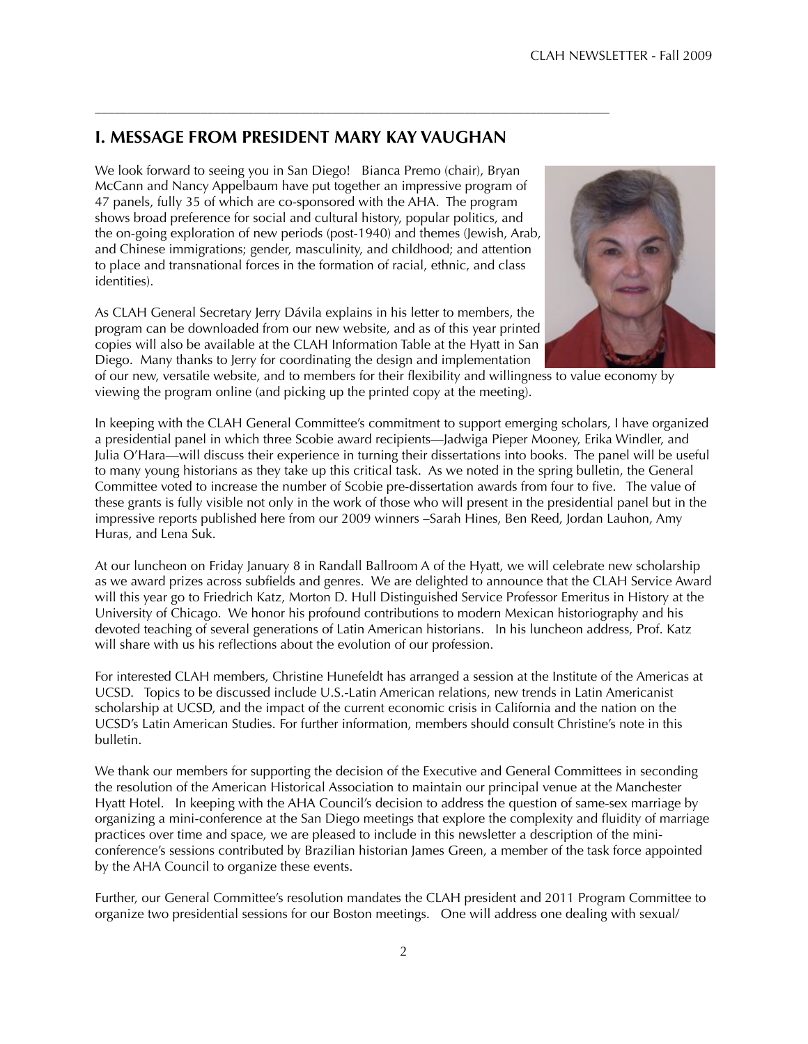## I. MESSAGE FROM PRESIDENT MARY KAY VAUGHAN

We look forward to seeing you in San Diego! Bianca Premo (chair), Bryan McCann and Nancy Appelbaum have put together an impressive program of 47 panels, fully 35 of which are co-sponsored with the AHA. The program shows broad preference for social and cultural history, popular politics, and the on-going exploration of new periods (post-1940) and themes (Jewish, Arab, and Chinese immigrations; gender, masculinity, and childhood; and attention to place and transnational forces in the formation of racial, ethnic, and class identities).

As CLAH General Secretary Jerry Dávila explains in his letter to members, the program can be downloaded from our new website, and as of this year printed copies will also be available at the CLAH Information Table at the Hyatt in San Diego. Many thanks to Jerry for coordinating the design and implementation of our new, versatile website, and to members for their flexibility and willingness to value economy by viewing the program online (and picking up the printed copy at the meeting).

In keeping with the CLAH General Committee's commitment to support emerging scholars, I have organized a presidential panel in which three Scobie award recipients—Jadwiga Pieper Mooney, Erika Windler, and Julia O'Hara—will discuss their experience in turning their dissertations into books. The panel will be useful to many young historians as they take up this critical task. As we noted in the spring bulletin, the General Committee voted to increase the number of Scobie pre-dissertation awards from four to five. The value of these grants is fully visible not only in the work of those who will present in the presidential panel but in the impressive reports published here from our 2009 winners –Sarah Hines, Ben Reed, Jordan Lauhon, Amy Huras, and Lena Suk.

At our luncheon on Friday January 8 in Randall Ballroom A of the Hyatt, we will celebrate new scholarship as we award prizes across subfields and genres. We are delighted to announce that the CLAH Service Award will this year go to Friedrich Katz, Morton D. Hull Distinguished Service Professor Emeritus in History at the University of Chicago. We honor his profound contributions to modern Mexican historiography and his devoted teaching of several generations of Latin American historians. In his luncheon address, Prof. Katz will share with us his reflections about the evolution of our profession.

For interested CLAH members, Christine Hunefeldt has arranged a session at the Institute of the Americas at UCSD. Topics to be discussed include U.S.-Latin American relations, new trends in Latin Americanist scholarship at UCSD, and the impact of the current economic crisis in California and the nation on the UCSD's Latin American Studies. For further information, members should consult Christine's note in this bulletin.

We thank our members for supporting the decision of the Executive and General Committees in seconding the resolution of the American Historical Association to maintain our principal venue at the Manchester Hyatt Hotel. In keeping with the AHA Council's decision to address the question of same-sex marriage by organizing a mini-conference at the San Diego meetings that explore the complexity and fluidity of marriage practices over time and space, we are pleased to include in this newsletter a description of the mini-conference's sessions contributed by Brazilian historian James Green, a member of the task force appointed by the AHA Council to organize these events.

Further, our General Committee's resolution mandates the CLAH president and 2011 Program Committee to organize two presidential sessions for our Boston meetings. One will address one dealing with sexual/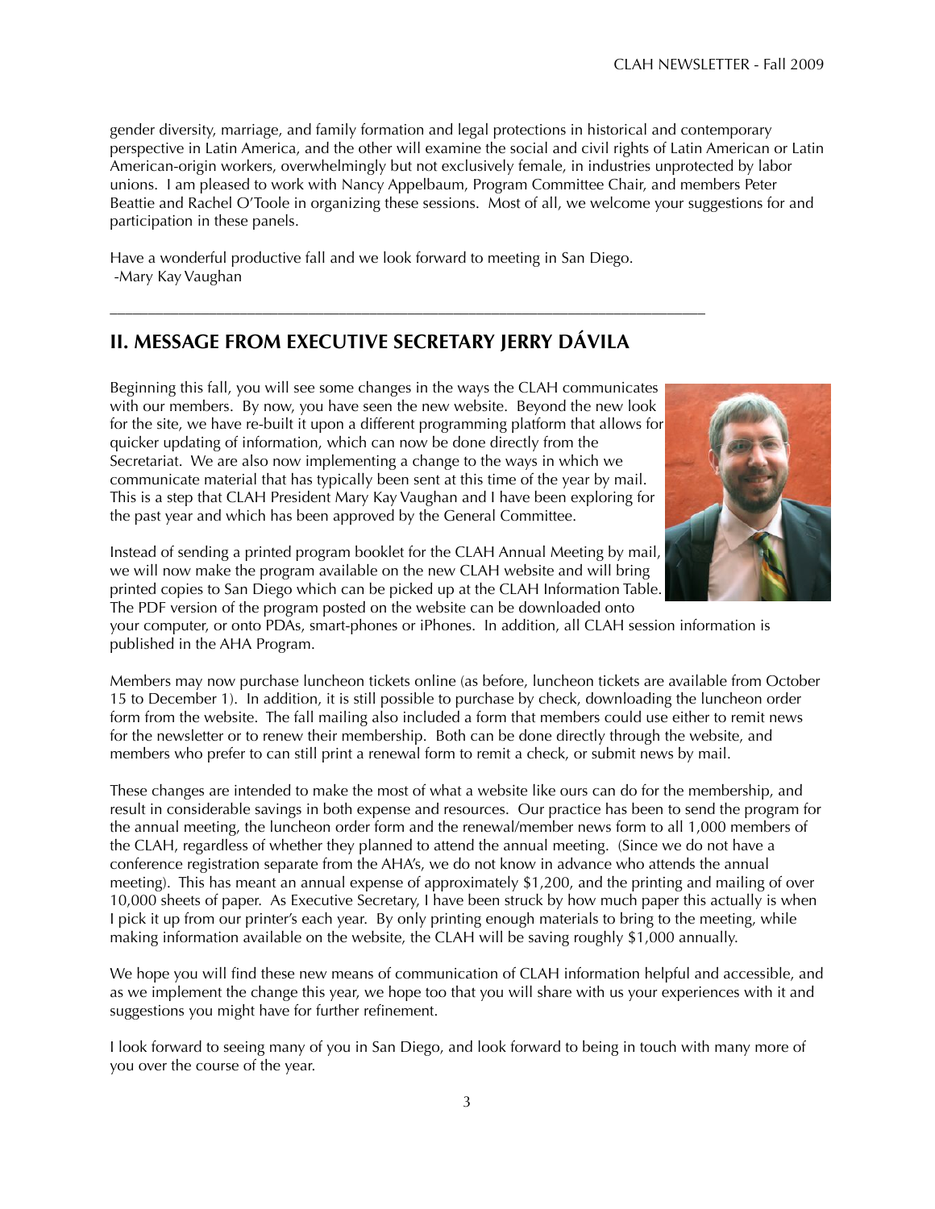gender diversity, marriage, and family formation and legal protections in historical and contemporary perspective in Latin America, and the other will examine the social and civil rights of Latin American or Latin American-origin workers, overwhelmingly but not exclusively female, in industries unprotected by labor unions. I am pleased to work with Nancy Appelbaum, Program Committee Chair, and members Peter Beattie and Rachel O'Toole in organizing these sessions. Most of all, we welcome your suggestions for and participation in these panels.

Have a wonderful productive fall and we look forward to meeting in San Diego.
-Mary Kay Vaughan

---

## II. MESSAGE FROM EXECUTIVE SECRETARY JERRY DÁVILA

Beginning this fall, you will see some changes in the ways the CLAH communicates with our members. By now, you have seen the new website. Beyond the new look for the site, we have re-built it upon a different programming platform that allows for quicker updating of information, which can now be done directly from the Secretariat. We are also now implementing a change to the ways in which we communicate material that has typically been sent at this time of the year by mail. This is a step that CLAH President Mary Kay Vaughan and I have been exploring for the past year and which has been approved by the General Committee.

Instead of sending a printed program booklet for the CLAH Annual Meeting by mail, we will now make the program available on the new CLAH website and will bring printed copies to San Diego which can be picked up at the CLAH Information Table. The PDF version of the program posted on the website can be downloaded onto your computer, or onto PDAs, smart-phones or iPhones. In addition, all CLAH session information is published in the AHA Program.

Members may now purchase luncheon tickets online (as before, luncheon tickets are available from October 15 to December 1). In addition, it is still possible to purchase by check, downloading the luncheon order form from the website. The fall mailing also included a form that members could use either to remit news for the newsletter or to renew their membership. Both can be done directly through the website, and members who prefer to can still print a renewal form to remit a check, or submit news by mail.

These changes are intended to make the most of what a website like ours can do for the membership, and result in considerable savings in both expense and resources. Our practice has been to send the program for the annual meeting, the luncheon order form and the renewal/member news form to all 1,000 members of the CLAH, regardless of whether they planned to attend the annual meeting. (Since we do not have a conference registration separate from the AHA's, we do not know in advance who attends the annual meeting). This has meant an annual expense of approximately $1,200, and the printing and mailing of over 10,000 sheets of paper. As Executive Secretary, I have been struck by how much paper this actually is when I pick it up from our printer's each year. By only printing enough materials to bring to the meeting, while making information available on the website, the CLAH will be saving roughly $1,000 annually.

We hope you will find these new means of communication of CLAH information helpful and accessible, and as we implement the change this year, we hope too that you will share with us your experiences with it and suggestions you might have for further refinement.

I look forward to seeing many of you in San Diego, and look forward to being in touch with many more of you over the course of the year.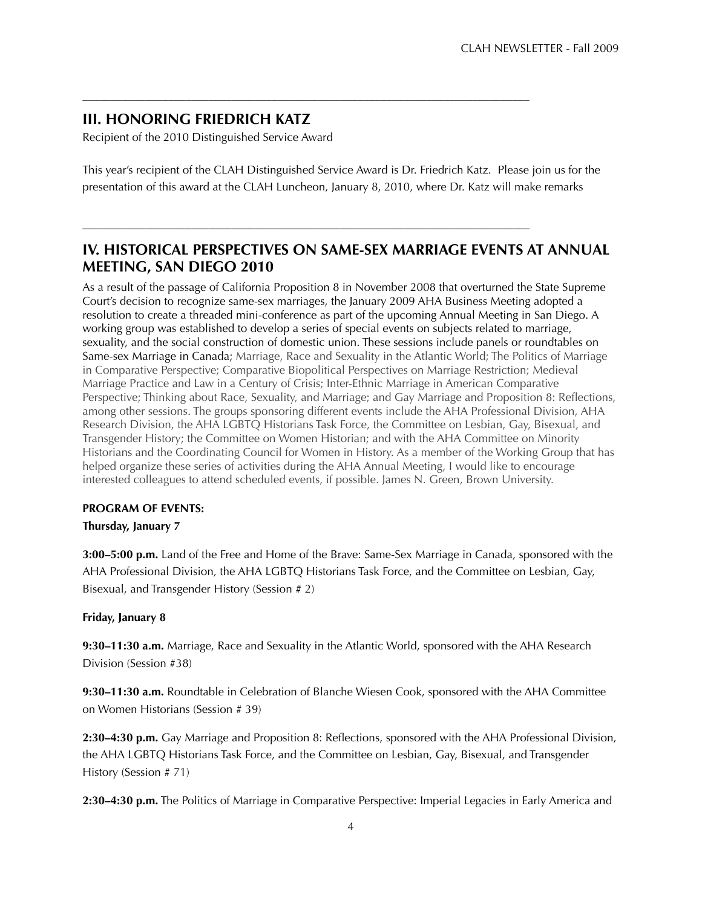## III. HONORING FRIEDRICH KATZ

Recipient of the 2010 Distinguished Service Award

This year's recipient of the CLAH Distinguished Service Award is Dr. Friedrich Katz. Please join us for the presentation of this award at the CLAH Luncheon, January 8, 2010, where Dr. Katz will make remarks

## IV. HISTORICAL PERSPECTIVES ON SAME-SEX MARRIAGE EVENTS AT ANNUAL MEETING, SAN DIEGO 2010

As a result of the passage of California Proposition 8 in November 2008 that overturned the State Supreme Court's decision to recognize same-sex marriages, the January 2009 AHA Business Meeting adopted a resolution to create a threaded mini-conference as part of the upcoming Annual Meeting in San Diego. A working group was established to develop a series of special events on subjects related to marriage, sexuality, and the social construction of domestic union. These sessions include panels or roundtables on Same-sex Marriage in Canada; Marriage, Race and Sexuality in the Atlantic World; The Politics of Marriage in Comparative Perspective; Comparative Biopolitical Perspectives on Marriage Restriction; Medieval Marriage Practice and Law in a Century of Crisis; Inter-Ethnic Marriage in American Comparative Perspective; Thinking about Race, Sexuality, and Marriage; and Gay Marriage and Proposition 8: Reflections, among other sessions. The groups sponsoring different events include the AHA Professional Division, AHA Research Division, the AHA LGBTQ Historians Task Force, the Committee on Lesbian, Gay, Bisexual, and Transgender History; the Committee on Women Historian; and with the AHA Committee on Minority Historians and the Coordinating Council for Women in History. As a member of the Working Group that has helped organize these series of activities during the AHA Annual Meeting, I would like to encourage interested colleagues to attend scheduled events, if possible. James N. Green, Brown University.

**PROGRAM OF EVENTS:**

**Thursday, January 7**

**3:00–5:00 p.m.** Land of the Free and Home of the Brave: Same-Sex Marriage in Canada, sponsored with the AHA Professional Division, the AHA LGBTQ Historians Task Force, and the Committee on Lesbian, Gay, Bisexual, and Transgender History (Session # 2)

**Friday, January 8**

**9:30–11:30 a.m.** Marriage, Race and Sexuality in the Atlantic World, sponsored with the AHA Research Division (Session #38)

**9:30–11:30 a.m.** Roundtable in Celebration of Blanche Wiesen Cook, sponsored with the AHA Committee on Women Historians (Session # 39)

**2:30–4:30 p.m.** Gay Marriage and Proposition 8: Reflections, sponsored with the AHA Professional Division, the AHA LGBTQ Historians Task Force, and the Committee on Lesbian, Gay, Bisexual, and Transgender History (Session # 71)

**2:30–4:30 p.m.** The Politics of Marriage in Comparative Perspective: Imperial Legacies in Early America and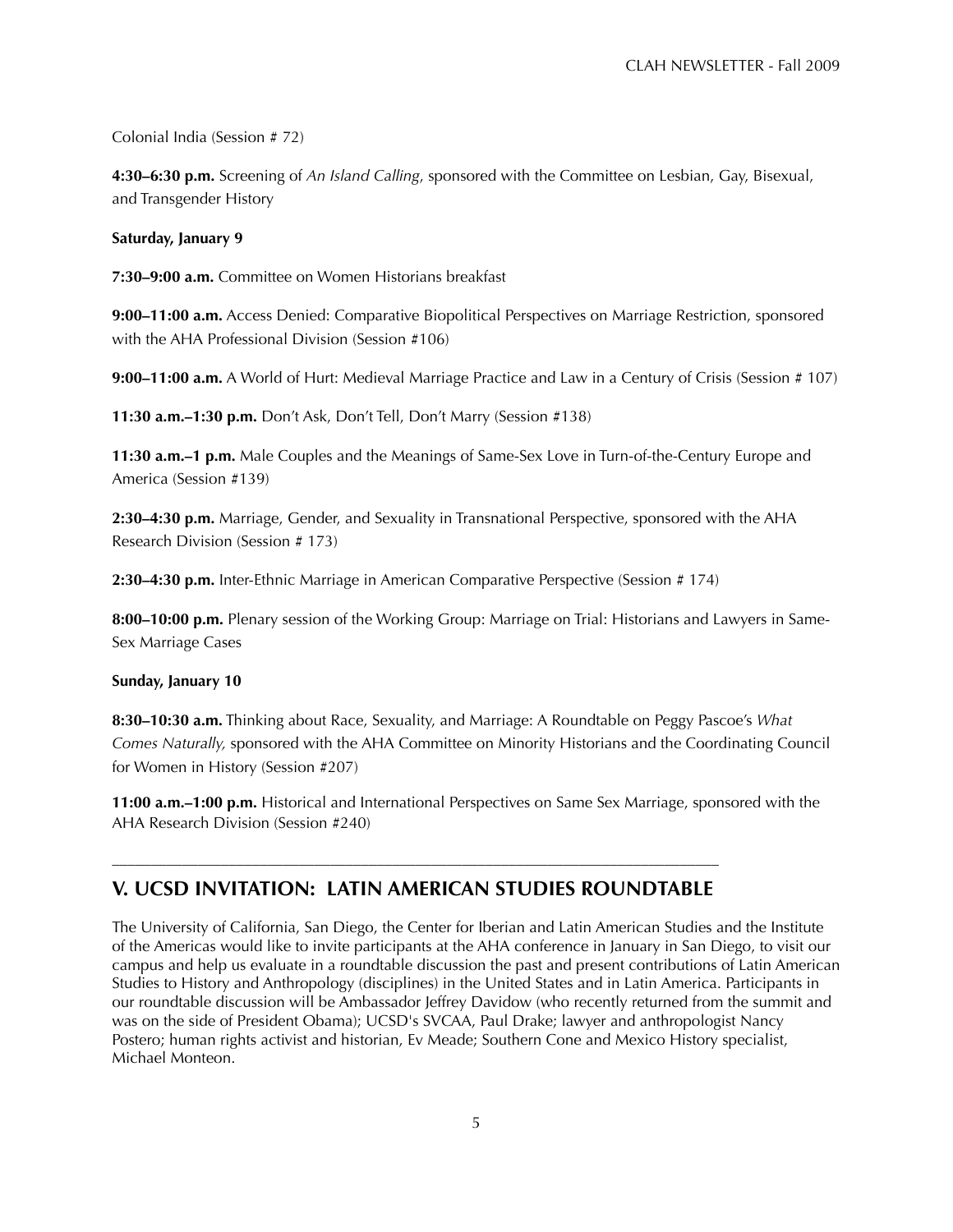Colonial India (Session # 72)

**4:30–6:30 p.m.** Screening of *An Island Calling*, sponsored with the Committee on Lesbian, Gay, Bisexual, and Transgender History

**Saturday, January 9**

**7:30–9:00 a.m.** Committee on Women Historians breakfast

**9:00–11:00 a.m.** Access Denied: Comparative Biopolitical Perspectives on Marriage Restriction, sponsored with the AHA Professional Division (Session #106)

**9:00–11:00 a.m.** A World of Hurt: Medieval Marriage Practice and Law in a Century of Crisis (Session # 107)

**11:30 a.m.–1:30 p.m.** Don't Ask, Don't Tell, Don't Marry (Session #138)

**11:30 a.m.–1 p.m.** Male Couples and the Meanings of Same-Sex Love in Turn-of-the-Century Europe and America (Session #139)

**2:30–4:30 p.m.** Marriage, Gender, and Sexuality in Transnational Perspective, sponsored with the AHA Research Division (Session # 173)

**2:30–4:30 p.m.** Inter-Ethnic Marriage in American Comparative Perspective (Session # 174)

**8:00–10:00 p.m.** Plenary session of the Working Group: Marriage on Trial: Historians and Lawyers in Same-Sex Marriage Cases

**Sunday, January 10**

**8:30–10:30 a.m.** Thinking about Race, Sexuality, and Marriage: A Roundtable on Peggy Pascoe's *What Comes Naturally,* sponsored with the AHA Committee on Minority Historians and the Coordinating Council for Women in History (Session #207)

**11:00 a.m.–1:00 p.m.** Historical and International Perspectives on Same Sex Marriage, sponsored with the AHA Research Division (Session #240)

---

## V. UCSD INVITATION: LATIN AMERICAN STUDIES ROUNDTABLE

The University of California, San Diego, the Center for Iberian and Latin American Studies and the Institute of the Americas would like to invite participants at the AHA conference in January in San Diego, to visit our campus and help us evaluate in a roundtable discussion the past and present contributions of Latin American Studies to History and Anthropology (disciplines) in the United States and in Latin America. Participants in our roundtable discussion will be Ambassador Jeffrey Davidow (who recently returned from the summit and was on the side of President Obama); UCSD's SVCAA, Paul Drake; lawyer and anthropologist Nancy Postero; human rights activist and historian, Ev Meade; Southern Cone and Mexico History specialist, Michael Monteon.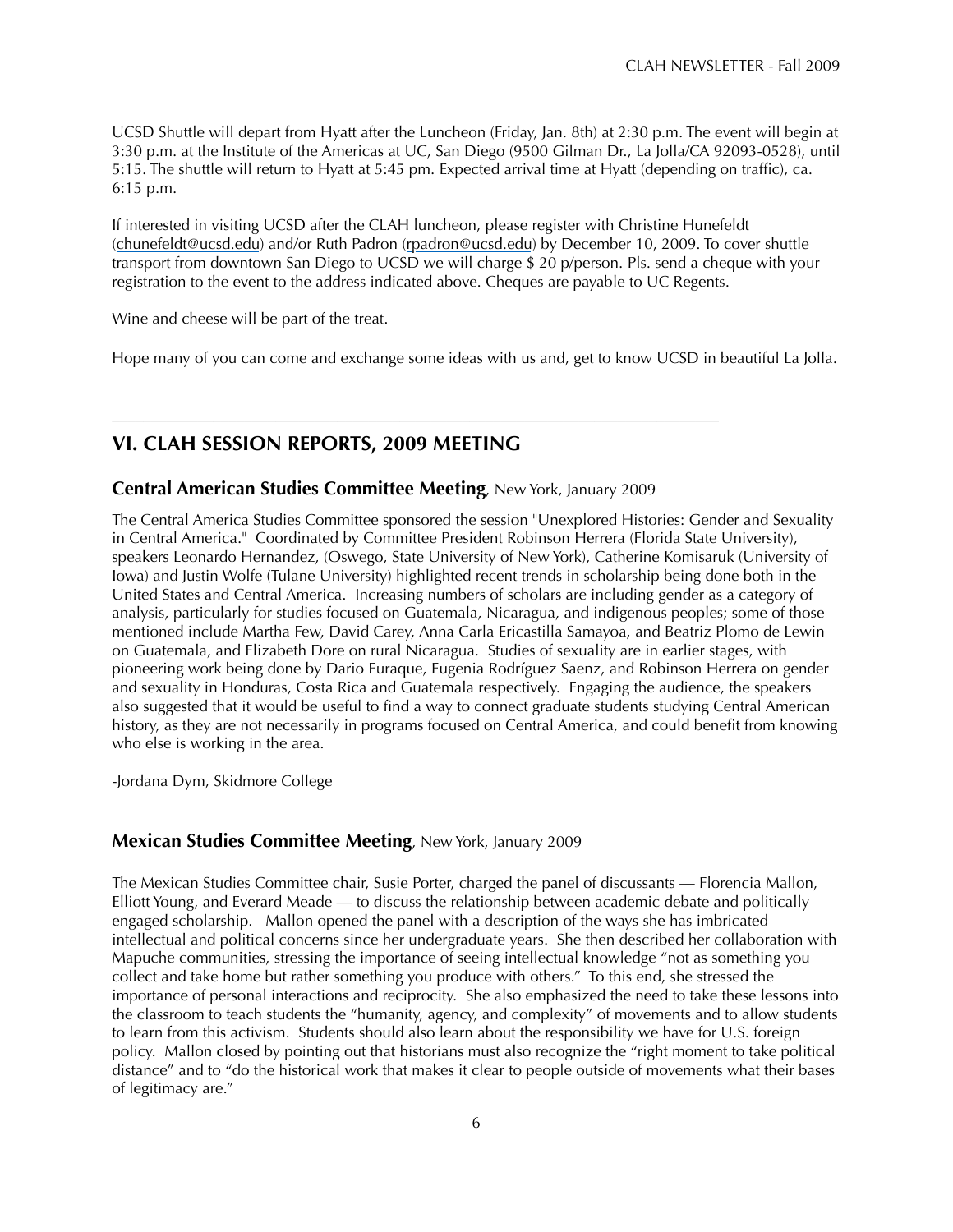UCSD Shuttle will depart from Hyatt after the Luncheon (Friday, Jan. 8th) at 2:30 p.m. The event will begin at 3:30 p.m. at the Institute of the Americas at UC, San Diego (9500 Gilman Dr., La Jolla/CA 92093-0528), until 5:15. The shuttle will return to Hyatt at 5:45 pm. Expected arrival time at Hyatt (depending on traffic), ca. 6:15 p.m.

If interested in visiting UCSD after the CLAH luncheon, please register with Christine Hunefeldt (chunefeldt@ucsd.edu) and/or Ruth Padron (rpadron@ucsd.edu) by December 10, 2009. To cover shuttle transport from downtown San Diego to UCSD we will charge $ 20 p/person. Pls. send a cheque with your registration to the event to the address indicated above. Cheques are payable to UC Regents.

Wine and cheese will be part of the treat.

Hope many of you can come and exchange some ideas with us and, get to know UCSD in beautiful La Jolla.

---

## VI. CLAH SESSION REPORTS, 2009 MEETING

### **Central American Studies Committee Meeting**, New York, January 2009

The Central America Studies Committee sponsored the session "Unexplored Histories: Gender and Sexuality in Central America." Coordinated by Committee President Robinson Herrera (Florida State University), speakers Leonardo Hernandez, (Oswego, State University of New York), Catherine Komisaruk (University of Iowa) and Justin Wolfe (Tulane University) highlighted recent trends in scholarship being done both in the United States and Central America. Increasing numbers of scholars are including gender as a category of analysis, particularly for studies focused on Guatemala, Nicaragua, and indigenous peoples; some of those mentioned include Martha Few, David Carey, Anna Carla Ericastilla Samayoa, and Beatriz Plomo de Lewin on Guatemala, and Elizabeth Dore on rural Nicaragua. Studies of sexuality are in earlier stages, with pioneering work being done by Dario Euraque, Eugenia Rodríguez Saenz, and Robinson Herrera on gender and sexuality in Honduras, Costa Rica and Guatemala respectively. Engaging the audience, the speakers also suggested that it would be useful to find a way to connect graduate students studying Central American history, as they are not necessarily in programs focused on Central America, and could benefit from knowing who else is working in the area.

-Jordana Dym, Skidmore College

### **Mexican Studies Committee Meeting**, New York, January 2009

The Mexican Studies Committee chair, Susie Porter, charged the panel of discussants — Florencia Mallon, Elliott Young, and Everard Meade — to discuss the relationship between academic debate and politically engaged scholarship. Mallon opened the panel with a description of the ways she has imbricated intellectual and political concerns since her undergraduate years. She then described her collaboration with Mapuche communities, stressing the importance of seeing intellectual knowledge "not as something you collect and take home but rather something you produce with others." To this end, she stressed the importance of personal interactions and reciprocity. She also emphasized the need to take these lessons into the classroom to teach students the "humanity, agency, and complexity" of movements and to allow students to learn from this activism. Students should also learn about the responsibility we have for U.S. foreign policy. Mallon closed by pointing out that historians must also recognize the "right moment to take political distance" and to "do the historical work that makes it clear to people outside of movements what their bases of legitimacy are."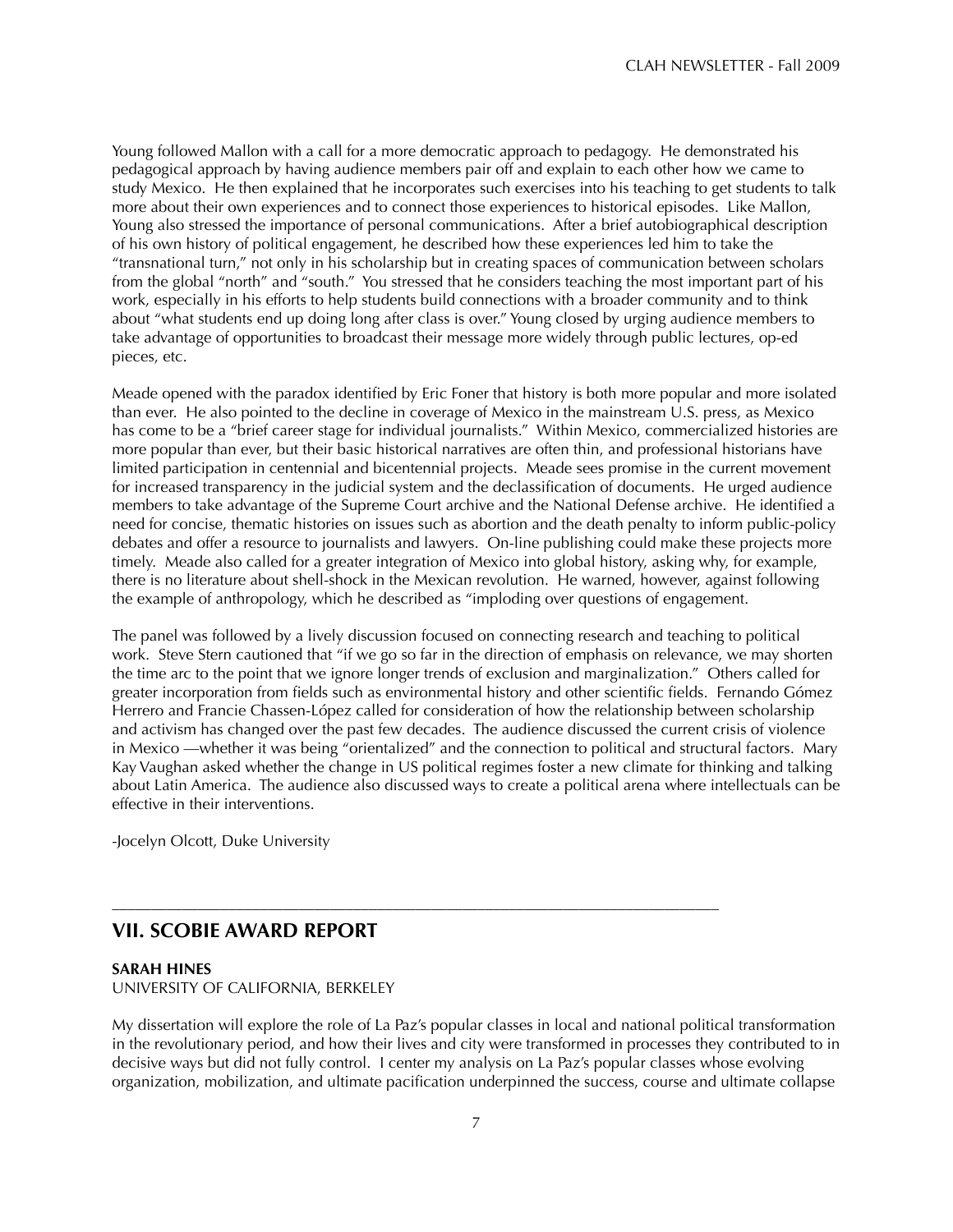Young followed Mallon with a call for a more democratic approach to pedagogy. He demonstrated his pedagogical approach by having audience members pair off and explain to each other how we came to study Mexico. He then explained that he incorporates such exercises into his teaching to get students to talk more about their own experiences and to connect those experiences to historical episodes. Like Mallon, Young also stressed the importance of personal communications. After a brief autobiographical description of his own history of political engagement, he described how these experiences led him to take the "transnational turn," not only in his scholarship but in creating spaces of communication between scholars from the global "north" and "south." You stressed that he considers teaching the most important part of his work, especially in his efforts to help students build connections with a broader community and to think about "what students end up doing long after class is over." Young closed by urging audience members to take advantage of opportunities to broadcast their message more widely through public lectures, op-ed pieces, etc.

Meade opened with the paradox identified by Eric Foner that history is both more popular and more isolated than ever. He also pointed to the decline in coverage of Mexico in the mainstream U.S. press, as Mexico has come to be a "brief career stage for individual journalists." Within Mexico, commercialized histories are more popular than ever, but their basic historical narratives are often thin, and professional historians have limited participation in centennial and bicentennial projects. Meade sees promise in the current movement for increased transparency in the judicial system and the declassification of documents. He urged audience members to take advantage of the Supreme Court archive and the National Defense archive. He identified a need for concise, thematic histories on issues such as abortion and the death penalty to inform public-policy debates and offer a resource to journalists and lawyers. On-line publishing could make these projects more timely. Meade also called for a greater integration of Mexico into global history, asking why, for example, there is no literature about shell-shock in the Mexican revolution. He warned, however, against following the example of anthropology, which he described as "imploding over questions of engagement.

The panel was followed by a lively discussion focused on connecting research and teaching to political work. Steve Stern cautioned that "if we go so far in the direction of emphasis on relevance, we may shorten the time arc to the point that we ignore longer trends of exclusion and marginalization." Others called for greater incorporation from fields such as environmental history and other scientific fields. Fernando Gómez Herrero and Francie Chassen-López called for consideration of how the relationship between scholarship and activism has changed over the past few decades. The audience discussed the current crisis of violence in Mexico —whether it was being "orientalized" and the connection to political and structural factors. Mary Kay Vaughan asked whether the change in US political regimes foster a new climate for thinking and talking about Latin America. The audience also discussed ways to create a political arena where intellectuals can be effective in their interventions.

-Jocelyn Olcott, Duke University

---

## VII. SCOBIE AWARD REPORT

**SARAH HINES**
UNIVERSITY OF CALIFORNIA, BERKELEY

My dissertation will explore the role of La Paz's popular classes in local and national political transformation in the revolutionary period, and how their lives and city were transformed in processes they contributed to in decisive ways but did not fully control. I center my analysis on La Paz's popular classes whose evolving organization, mobilization, and ultimate pacification underpinned the success, course and ultimate collapse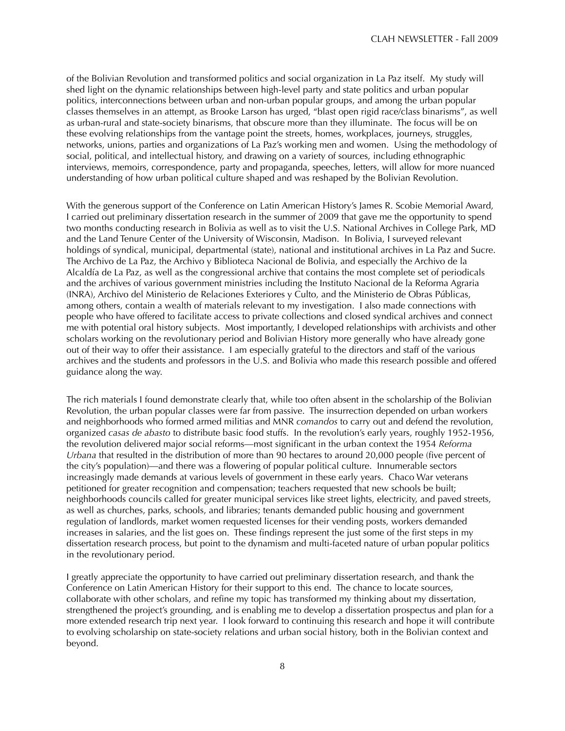of the Bolivian Revolution and transformed politics and social organization in La Paz itself. My study will shed light on the dynamic relationships between high-level party and state politics and urban popular politics, interconnections between urban and non-urban popular groups, and among the urban popular classes themselves in an attempt, as Brooke Larson has urged, "blast open rigid race/class binarisms", as well as urban-rural and state-society binarisms, that obscure more than they illuminate. The focus will be on these evolving relationships from the vantage point the streets, homes, workplaces, journeys, struggles, networks, unions, parties and organizations of La Paz's working men and women. Using the methodology of social, political, and intellectual history, and drawing on a variety of sources, including ethnographic interviews, memoirs, correspondence, party and propaganda, speeches, letters, will allow for more nuanced understanding of how urban political culture shaped and was reshaped by the Bolivian Revolution.

With the generous support of the Conference on Latin American History's James R. Scobie Memorial Award, I carried out preliminary dissertation research in the summer of 2009 that gave me the opportunity to spend two months conducting research in Bolivia as well as to visit the U.S. National Archives in College Park, MD and the Land Tenure Center of the University of Wisconsin, Madison. In Bolivia, I surveyed relevant holdings of syndical, municipal, departmental (state), national and institutional archives in La Paz and Sucre. The Archivo de La Paz, the Archivo y Biblioteca Nacional de Bolivia, and especially the Archivo de la Alcaldía de La Paz, as well as the congressional archive that contains the most complete set of periodicals and the archives of various government ministries including the Instituto Nacional de la Reforma Agraria (INRA), Archivo del Ministerio de Relaciones Exteriores y Culto, and the Ministerio de Obras Públicas, among others, contain a wealth of materials relevant to my investigation. I also made connections with people who have offered to facilitate access to private collections and closed syndical archives and connect me with potential oral history subjects. Most importantly, I developed relationships with archivists and other scholars working on the revolutionary period and Bolivian History more generally who have already gone out of their way to offer their assistance. I am especially grateful to the directors and staff of the various archives and the students and professors in the U.S. and Bolivia who made this research possible and offered guidance along the way.

The rich materials I found demonstrate clearly that, while too often absent in the scholarship of the Bolivian Revolution, the urban popular classes were far from passive. The insurrection depended on urban workers and neighborhoods who formed armed militias and MNR *comandos* to carry out and defend the revolution, organized *casas de abasto* to distribute basic food stuffs. In the revolution's early years, roughly 1952-1956, the revolution delivered major social reforms—most significant in the urban context the 1954 *Reforma Urbana* that resulted in the distribution of more than 90 hectares to around 20,000 people (five percent of the city's population)—and there was a flowering of popular political culture. Innumerable sectors increasingly made demands at various levels of government in these early years. Chaco War veterans petitioned for greater recognition and compensation; teachers requested that new schools be built; neighborhoods councils called for greater municipal services like street lights, electricity, and paved streets, as well as churches, parks, schools, and libraries; tenants demanded public housing and government regulation of landlords, market women requested licenses for their vending posts, workers demanded increases in salaries, and the list goes on. These findings represent the just some of the first steps in my dissertation research process, but point to the dynamism and multi-faceted nature of urban popular politics in the revolutionary period.

I greatly appreciate the opportunity to have carried out preliminary dissertation research, and thank the Conference on Latin American History for their support to this end. The chance to locate sources, collaborate with other scholars, and refine my topic has transformed my thinking about my dissertation, strengthened the project's grounding, and is enabling me to develop a dissertation prospectus and plan for a more extended research trip next year. I look forward to continuing this research and hope it will contribute to evolving scholarship on state-society relations and urban social history, both in the Bolivian context and beyond.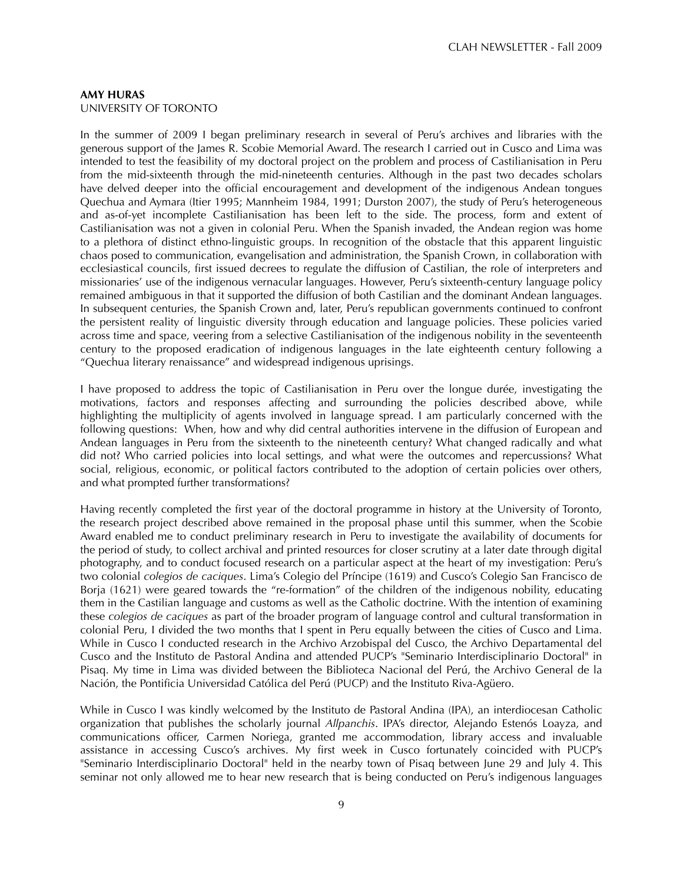**AMY HURAS**
UNIVERSITY OF TORONTO

In the summer of 2009 I began preliminary research in several of Peru's archives and libraries with the generous support of the James R. Scobie Memorial Award. The research I carried out in Cusco and Lima was intended to test the feasibility of my doctoral project on the problem and process of Castilianisation in Peru from the mid-sixteenth through the mid-nineteenth centuries. Although in the past two decades scholars have delved deeper into the official encouragement and development of the indigenous Andean tongues Quechua and Aymara (Itier 1995; Mannheim 1984, 1991; Durston 2007), the study of Peru's heterogeneous and as-of-yet incomplete Castilianisation has been left to the side. The process, form and extent of Castilianisation was not a given in colonial Peru. When the Spanish invaded, the Andean region was home to a plethora of distinct ethno-linguistic groups. In recognition of the obstacle that this apparent linguistic chaos posed to communication, evangelisation and administration, the Spanish Crown, in collaboration with ecclesiastical councils, first issued decrees to regulate the diffusion of Castilian, the role of interpreters and missionaries' use of the indigenous vernacular languages. However, Peru's sixteenth-century language policy remained ambiguous in that it supported the diffusion of both Castilian and the dominant Andean languages. In subsequent centuries, the Spanish Crown and, later, Peru's republican governments continued to confront the persistent reality of linguistic diversity through education and language policies. These policies varied across time and space, veering from a selective Castilianisation of the indigenous nobility in the seventeenth century to the proposed eradication of indigenous languages in the late eighteenth century following a "Quechua literary renaissance" and widespread indigenous uprisings.

I have proposed to address the topic of Castilianisation in Peru over the longue durée, investigating the motivations, factors and responses affecting and surrounding the policies described above, while highlighting the multiplicity of agents involved in language spread. I am particularly concerned with the following questions: When, how and why did central authorities intervene in the diffusion of European and Andean languages in Peru from the sixteenth to the nineteenth century? What changed radically and what did not? Who carried policies into local settings, and what were the outcomes and repercussions? What social, religious, economic, or political factors contributed to the adoption of certain policies over others, and what prompted further transformations?

Having recently completed the first year of the doctoral programme in history at the University of Toronto, the research project described above remained in the proposal phase until this summer, when the Scobie Award enabled me to conduct preliminary research in Peru to investigate the availability of documents for the period of study, to collect archival and printed resources for closer scrutiny at a later date through digital photography, and to conduct focused research on a particular aspect at the heart of my investigation: Peru's two colonial *colegios de caciques*. Lima's Colegio del Príncipe (1619) and Cusco's Colegio San Francisco de Borja (1621) were geared towards the "re-formation" of the children of the indigenous nobility, educating them in the Castilian language and customs as well as the Catholic doctrine. With the intention of examining these *colegios de caciques* as part of the broader program of language control and cultural transformation in colonial Peru, I divided the two months that I spent in Peru equally between the cities of Cusco and Lima. While in Cusco I conducted research in the Archivo Arzobispal del Cusco, the Archivo Departamental del Cusco and the Instituto de Pastoral Andina and attended PUCP's "Seminario Interdisciplinario Doctoral" in Pisaq. My time in Lima was divided between the Biblioteca Nacional del Perú, the Archivo General de la Nación, the Pontificia Universidad Católica del Perú (PUCP) and the Instituto Riva-Agüero.

While in Cusco I was kindly welcomed by the Instituto de Pastoral Andina (IPA), an interdiocesan Catholic organization that publishes the scholarly journal *Allpanchis*. IPA's director, Alejandro Estenós Loayza, and communications officer, Carmen Noriega, granted me accommodation, library access and invaluable assistance in accessing Cusco's archives. My first week in Cusco fortunately coincided with PUCP's "Seminario Interdisciplinario Doctoral" held in the nearby town of Pisaq between June 29 and July 4. This seminar not only allowed me to hear new research that is being conducted on Peru's indigenous languages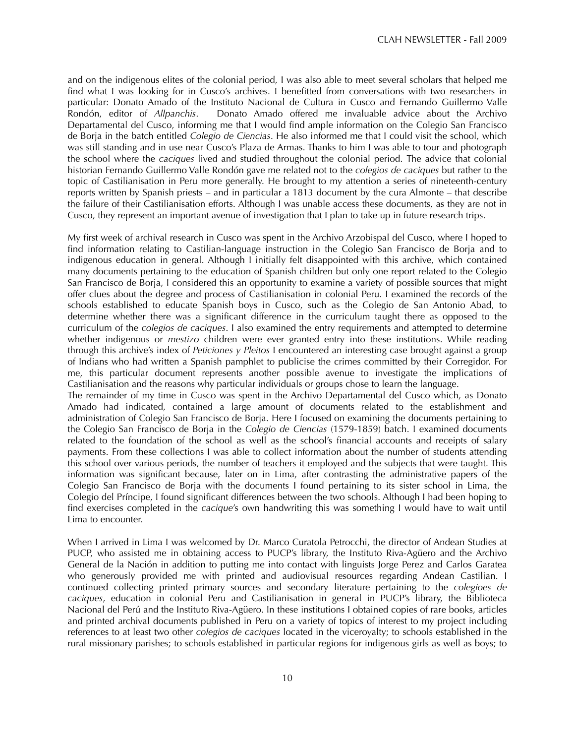and on the indigenous elites of the colonial period, I was also able to meet several scholars that helped me find what I was looking for in Cusco's archives. I benefitted from conversations with two researchers in particular: Donato Amado of the Instituto Nacional de Cultura in Cusco and Fernando Guillermo Valle Rondón, editor of *Allpanchis*. Donato Amado offered me invaluable advice about the Archivo Departamental del Cusco, informing me that I would find ample information on the Colegio San Francisco de Borja in the batch entitled *Colegio de Ciencias*. He also informed me that I could visit the school, which was still standing and in use near Cusco's Plaza de Armas. Thanks to him I was able to tour and photograph the school where the *caciques* lived and studied throughout the colonial period. The advice that colonial historian Fernando Guillermo Valle Rondón gave me related not to the *colegios de caciques* but rather to the topic of Castilianisation in Peru more generally. He brought to my attention a series of nineteenth-century reports written by Spanish priests – and in particular a 1813 document by the cura Almonte – that describe the failure of their Castilianisation efforts. Although I was unable access these documents, as they are not in Cusco, they represent an important avenue of investigation that I plan to take up in future research trips.

My first week of archival research in Cusco was spent in the Archivo Arzobispal del Cusco, where I hoped to find information relating to Castilian-language instruction in the Colegio San Francisco de Borja and to indigenous education in general. Although I initially felt disappointed with this archive, which contained many documents pertaining to the education of Spanish children but only one report related to the Colegio San Francisco de Borja, I considered this an opportunity to examine a variety of possible sources that might offer clues about the degree and process of Castilianisation in colonial Peru. I examined the records of the schools established to educate Spanish boys in Cusco, such as the Colegio de San Antonio Abad, to determine whether there was a significant difference in the curriculum taught there as opposed to the curriculum of the *colegios de caciques*. I also examined the entry requirements and attempted to determine whether indigenous or *mestizo* children were ever granted entry into these institutions. While reading through this archive's index of *Peticiones y Pleitos* I encountered an interesting case brought against a group of Indians who had written a Spanish pamphlet to publicise the crimes committed by their Corregidor. For me, this particular document represents another possible avenue to investigate the implications of Castilianisation and the reasons why particular individuals or groups chose to learn the language.

The remainder of my time in Cusco was spent in the Archivo Departamental del Cusco which, as Donato Amado had indicated, contained a large amount of documents related to the establishment and administration of Colegio San Francisco de Borja. Here I focused on examining the documents pertaining to the Colegio San Francisco de Borja in the *Colegio de Ciencias* (1579-1859) batch. I examined documents related to the foundation of the school as well as the school's financial accounts and receipts of salary payments. From these collections I was able to collect information about the number of students attending this school over various periods, the number of teachers it employed and the subjects that were taught. This information was significant because, later on in Lima, after contrasting the administrative papers of the Colegio San Francisco de Borja with the documents I found pertaining to its sister school in Lima, the Colegio del Príncipe, I found significant differences between the two schools. Although I had been hoping to find exercises completed in the *cacique*'s own handwriting this was something I would have to wait until Lima to encounter.

When I arrived in Lima I was welcomed by Dr. Marco Curatola Petrocchi, the director of Andean Studies at PUCP, who assisted me in obtaining access to PUCP's library, the Instituto Riva-Agüero and the Archivo General de la Nación in addition to putting me into contact with linguists Jorge Perez and Carlos Garatea who generously provided me with printed and audiovisual resources regarding Andean Castilian. I continued collecting printed primary sources and secondary literature pertaining to the *colegioes de caciques*, education in colonial Peru and Castilianisation in general in PUCP's library, the Biblioteca Nacional del Perú and the Instituto Riva-Agüero. In these institutions I obtained copies of rare books, articles and printed archival documents published in Peru on a variety of topics of interest to my project including references to at least two other *colegios de caciques* located in the viceroyalty; to schools established in the rural missionary parishes; to schools established in particular regions for indigenous girls as well as boys; to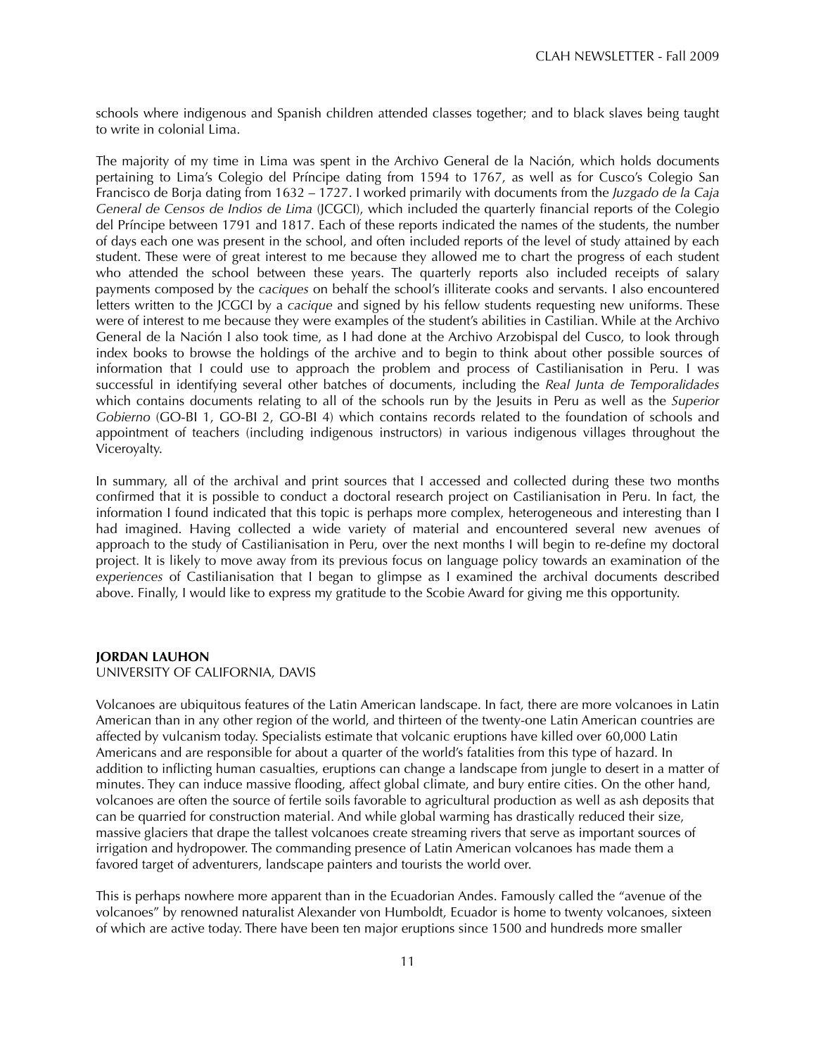schools where indigenous and Spanish children attended classes together; and to black slaves being taught to write in colonial Lima.

The majority of my time in Lima was spent in the Archivo General de la Nación, which holds documents pertaining to Lima's Colegio del Príncipe dating from 1594 to 1767, as well as for Cusco's Colegio San Francisco de Borja dating from 1632 – 1727. I worked primarily with documents from the *Juzgado de la Caja General de Censos de Indios de Lima* (JCGCI), which included the quarterly financial reports of the Colegio del Príncipe between 1791 and 1817. Each of these reports indicated the names of the students, the number of days each one was present in the school, and often included reports of the level of study attained by each student. These were of great interest to me because they allowed me to chart the progress of each student who attended the school between these years. The quarterly reports also included receipts of salary payments composed by the *caciques* on behalf the school's illiterate cooks and servants. I also encountered letters written to the JCGCI by a *cacique* and signed by his fellow students requesting new uniforms. These were of interest to me because they were examples of the student's abilities in Castilian. While at the Archivo General de la Nación I also took time, as I had done at the Archivo Arzobispal del Cusco, to look through index books to browse the holdings of the archive and to begin to think about other possible sources of information that I could use to approach the problem and process of Castilianisation in Peru. I was successful in identifying several other batches of documents, including the *Real Junta de Temporalidades* which contains documents relating to all of the schools run by the Jesuits in Peru as well as the *Superior Gobierno* (GO-BI 1, GO-BI 2, GO-BI 4) which contains records related to the foundation of schools and appointment of teachers (including indigenous instructors) in various indigenous villages throughout the Viceroyalty.

In summary, all of the archival and print sources that I accessed and collected during these two months confirmed that it is possible to conduct a doctoral research project on Castilianisation in Peru. In fact, the information I found indicated that this topic is perhaps more complex, heterogeneous and interesting than I had imagined. Having collected a wide variety of material and encountered several new avenues of approach to the study of Castilianisation in Peru, over the next months I will begin to re-define my doctoral project. It is likely to move away from its previous focus on language policy towards an examination of the *experiences* of Castilianisation that I began to glimpse as I examined the archival documents described above. Finally, I would like to express my gratitude to the Scobie Award for giving me this opportunity.

**JORDAN LAUHON**
UNIVERSITY OF CALIFORNIA, DAVIS

Volcanoes are ubiquitous features of the Latin American landscape. In fact, there are more volcanoes in Latin American than in any other region of the world, and thirteen of the twenty-one Latin American countries are affected by vulcanism today. Specialists estimate that volcanic eruptions have killed over 60,000 Latin Americans and are responsible for about a quarter of the world's fatalities from this type of hazard. In addition to inflicting human casualties, eruptions can change a landscape from jungle to desert in a matter of minutes. They can induce massive flooding, affect global climate, and bury entire cities. On the other hand, volcanoes are often the source of fertile soils favorable to agricultural production as well as ash deposits that can be quarried for construction material. And while global warming has drastically reduced their size, massive glaciers that drape the tallest volcanoes create streaming rivers that serve as important sources of irrigation and hydropower. The commanding presence of Latin American volcanoes has made them a favored target of adventurers, landscape painters and tourists the world over.

This is perhaps nowhere more apparent than in the Ecuadorian Andes. Famously called the "avenue of the volcanoes" by renowned naturalist Alexander von Humboldt, Ecuador is home to twenty volcanoes, sixteen of which are active today. There have been ten major eruptions since 1500 and hundreds more smaller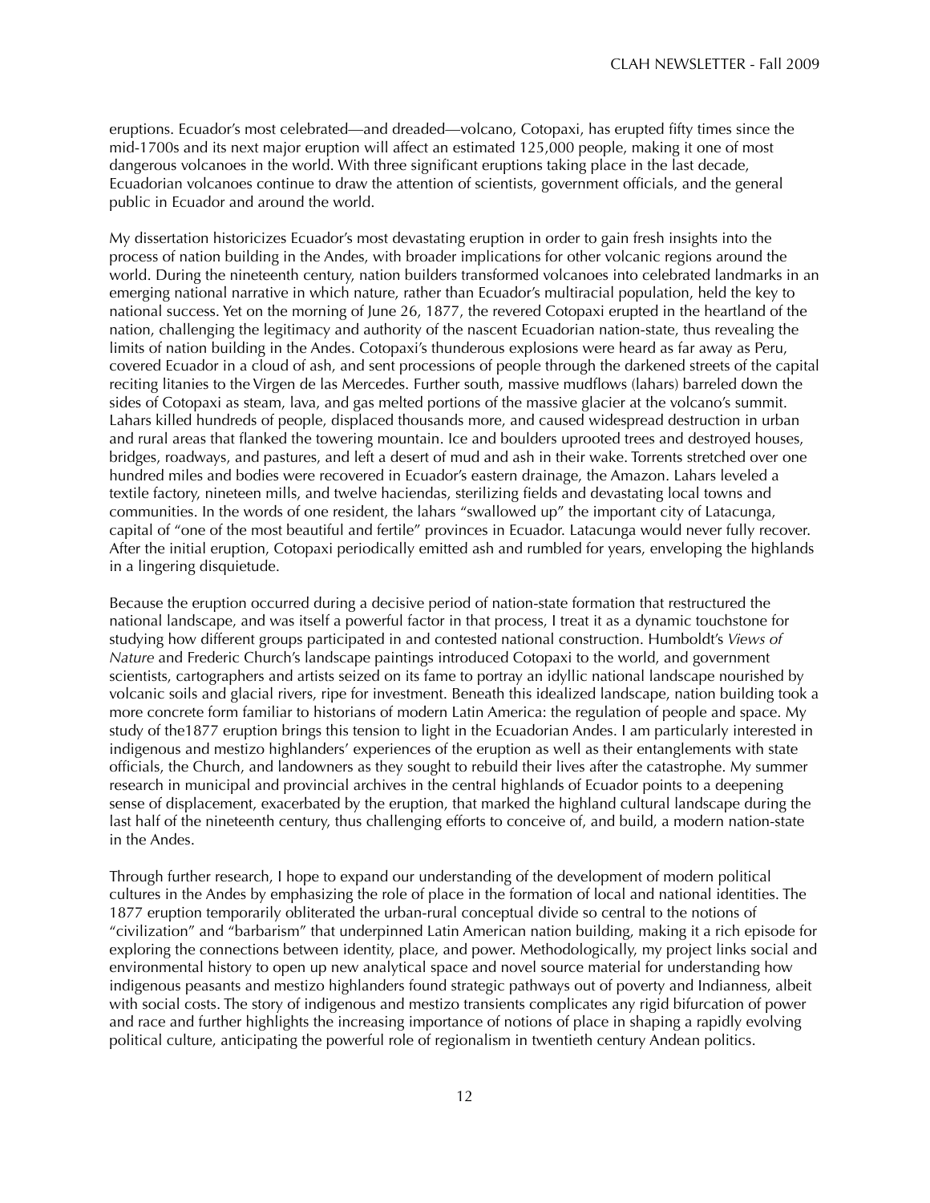eruptions. Ecuador's most celebrated—and dreaded—volcano, Cotopaxi, has erupted fifty times since the mid-1700s and its next major eruption will affect an estimated 125,000 people, making it one of most dangerous volcanoes in the world. With three significant eruptions taking place in the last decade, Ecuadorian volcanoes continue to draw the attention of scientists, government officials, and the general public in Ecuador and around the world.

My dissertation historicizes Ecuador's most devastating eruption in order to gain fresh insights into the process of nation building in the Andes, with broader implications for other volcanic regions around the world. During the nineteenth century, nation builders transformed volcanoes into celebrated landmarks in an emerging national narrative in which nature, rather than Ecuador's multiracial population, held the key to national success. Yet on the morning of June 26, 1877, the revered Cotopaxi erupted in the heartland of the nation, challenging the legitimacy and authority of the nascent Ecuadorian nation-state, thus revealing the limits of nation building in the Andes. Cotopaxi's thunderous explosions were heard as far away as Peru, covered Ecuador in a cloud of ash, and sent processions of people through the darkened streets of the capital reciting litanies to the Virgen de las Mercedes. Further south, massive mudflows (lahars) barreled down the sides of Cotopaxi as steam, lava, and gas melted portions of the massive glacier at the volcano's summit. Lahars killed hundreds of people, displaced thousands more, and caused widespread destruction in urban and rural areas that flanked the towering mountain. Ice and boulders uprooted trees and destroyed houses, bridges, roadways, and pastures, and left a desert of mud and ash in their wake. Torrents stretched over one hundred miles and bodies were recovered in Ecuador's eastern drainage, the Amazon. Lahars leveled a textile factory, nineteen mills, and twelve haciendas, sterilizing fields and devastating local towns and communities. In the words of one resident, the lahars "swallowed up" the important city of Latacunga, capital of "one of the most beautiful and fertile" provinces in Ecuador. Latacunga would never fully recover. After the initial eruption, Cotopaxi periodically emitted ash and rumbled for years, enveloping the highlands in a lingering disquietude.

Because the eruption occurred during a decisive period of nation-state formation that restructured the national landscape, and was itself a powerful factor in that process, I treat it as a dynamic touchstone for studying how different groups participated in and contested national construction. Humboldt's *Views of Nature* and Frederic Church's landscape paintings introduced Cotopaxi to the world, and government scientists, cartographers and artists seized on its fame to portray an idyllic national landscape nourished by volcanic soils and glacial rivers, ripe for investment. Beneath this idealized landscape, nation building took a more concrete form familiar to historians of modern Latin America: the regulation of people and space. My study of the1877 eruption brings this tension to light in the Ecuadorian Andes. I am particularly interested in indigenous and mestizo highlanders' experiences of the eruption as well as their entanglements with state officials, the Church, and landowners as they sought to rebuild their lives after the catastrophe. My summer research in municipal and provincial archives in the central highlands of Ecuador points to a deepening sense of displacement, exacerbated by the eruption, that marked the highland cultural landscape during the last half of the nineteenth century, thus challenging efforts to conceive of, and build, a modern nation-state in the Andes.

Through further research, I hope to expand our understanding of the development of modern political cultures in the Andes by emphasizing the role of place in the formation of local and national identities. The 1877 eruption temporarily obliterated the urban-rural conceptual divide so central to the notions of "civilization" and "barbarism" that underpinned Latin American nation building, making it a rich episode for exploring the connections between identity, place, and power. Methodologically, my project links social and environmental history to open up new analytical space and novel source material for understanding how indigenous peasants and mestizo highlanders found strategic pathways out of poverty and Indianness, albeit with social costs. The story of indigenous and mestizo transients complicates any rigid bifurcation of power and race and further highlights the increasing importance of notions of place in shaping a rapidly evolving political culture, anticipating the powerful role of regionalism in twentieth century Andean politics.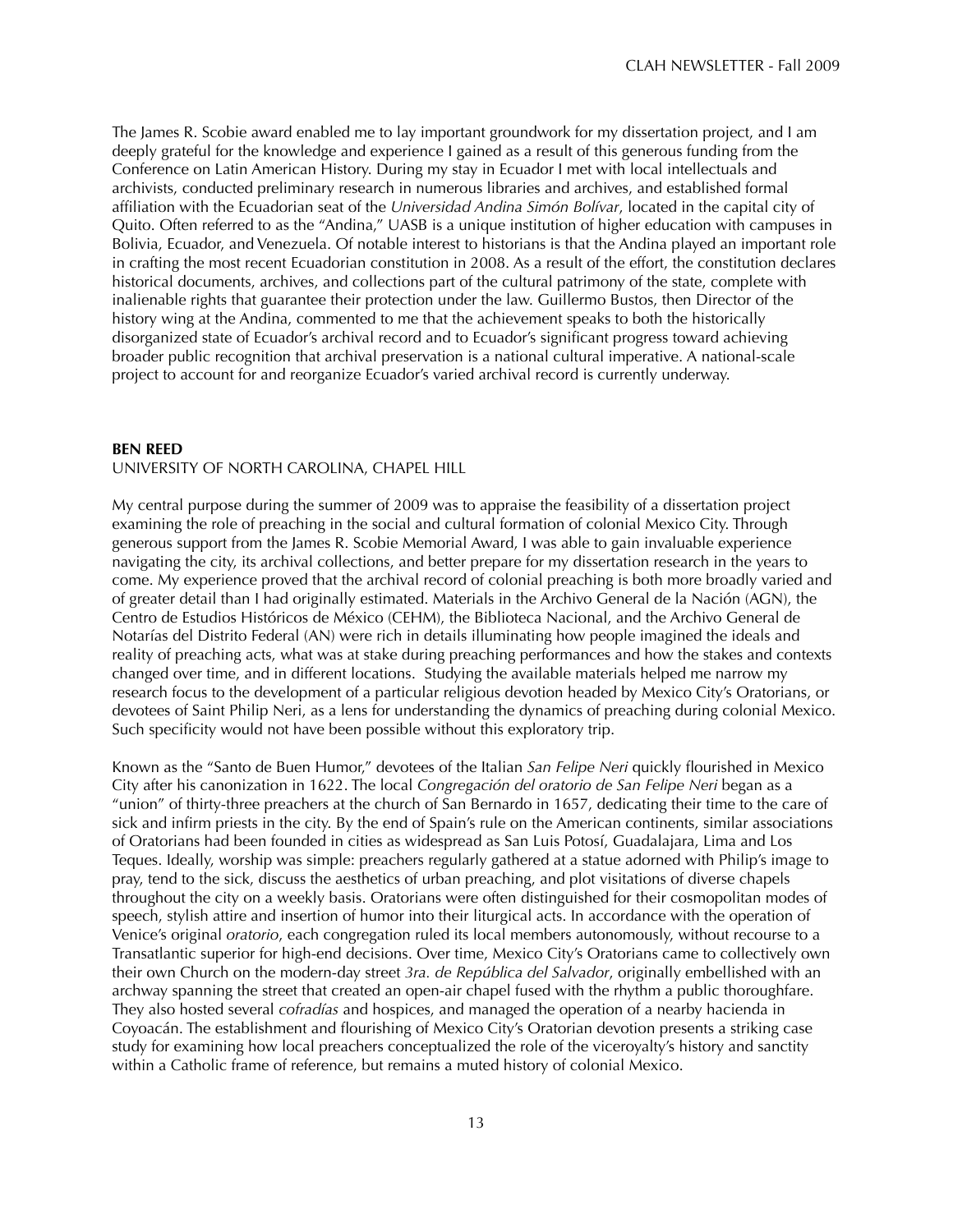The James R. Scobie award enabled me to lay important groundwork for my dissertation project, and I am deeply grateful for the knowledge and experience I gained as a result of this generous funding from the Conference on Latin American History. During my stay in Ecuador I met with local intellectuals and archivists, conducted preliminary research in numerous libraries and archives, and established formal affiliation with the Ecuadorian seat of the *Universidad Andina Simón Bolívar*, located in the capital city of Quito. Often referred to as the "Andina," UASB is a unique institution of higher education with campuses in Bolivia, Ecuador, and Venezuela. Of notable interest to historians is that the Andina played an important role in crafting the most recent Ecuadorian constitution in 2008. As a result of the effort, the constitution declares historical documents, archives, and collections part of the cultural patrimony of the state, complete with inalienable rights that guarantee their protection under the law. Guillermo Bustos, then Director of the history wing at the Andina, commented to me that the achievement speaks to both the historically disorganized state of Ecuador's archival record and to Ecuador's significant progress toward achieving broader public recognition that archival preservation is a national cultural imperative. A national-scale project to account for and reorganize Ecuador's varied archival record is currently underway.

**BEN REED**
UNIVERSITY OF NORTH CAROLINA, CHAPEL HILL

My central purpose during the summer of 2009 was to appraise the feasibility of a dissertation project examining the role of preaching in the social and cultural formation of colonial Mexico City. Through generous support from the James R. Scobie Memorial Award, I was able to gain invaluable experience navigating the city, its archival collections, and better prepare for my dissertation research in the years to come. My experience proved that the archival record of colonial preaching is both more broadly varied and of greater detail than I had originally estimated. Materials in the Archivo General de la Nación (AGN), the Centro de Estudios Históricos de México (CEHM), the Biblioteca Nacional, and the Archivo General de Notarías del Distrito Federal (AN) were rich in details illuminating how people imagined the ideals and reality of preaching acts, what was at stake during preaching performances and how the stakes and contexts changed over time, and in different locations. Studying the available materials helped me narrow my research focus to the development of a particular religious devotion headed by Mexico City's Oratorians, or devotees of Saint Philip Neri, as a lens for understanding the dynamics of preaching during colonial Mexico. Such specificity would not have been possible without this exploratory trip.

Known as the "Santo de Buen Humor," devotees of the Italian *San Felipe Neri* quickly flourished in Mexico City after his canonization in 1622. The local *Congregación del oratorio de San Felipe Neri* began as a "union" of thirty-three preachers at the church of San Bernardo in 1657, dedicating their time to the care of sick and infirm priests in the city. By the end of Spain's rule on the American continents, similar associations of Oratorians had been founded in cities as widespread as San Luis Potosí, Guadalajara, Lima and Los Teques. Ideally, worship was simple: preachers regularly gathered at a statue adorned with Philip's image to pray, tend to the sick, discuss the aesthetics of urban preaching, and plot visitations of diverse chapels throughout the city on a weekly basis. Oratorians were often distinguished for their cosmopolitan modes of speech, stylish attire and insertion of humor into their liturgical acts. In accordance with the operation of Venice's original *oratorio*, each congregation ruled its local members autonomously, without recourse to a Transatlantic superior for high-end decisions. Over time, Mexico City's Oratorians came to collectively own their own Church on the modern-day street *3ra. de República del Salvador*, originally embellished with an archway spanning the street that created an open-air chapel fused with the rhythm a public thoroughfare. They also hosted several *cofradías* and hospices, and managed the operation of a nearby hacienda in Coyoacán. The establishment and flourishing of Mexico City's Oratorian devotion presents a striking case study for examining how local preachers conceptualized the role of the viceroyalty's history and sanctity within a Catholic frame of reference, but remains a muted history of colonial Mexico.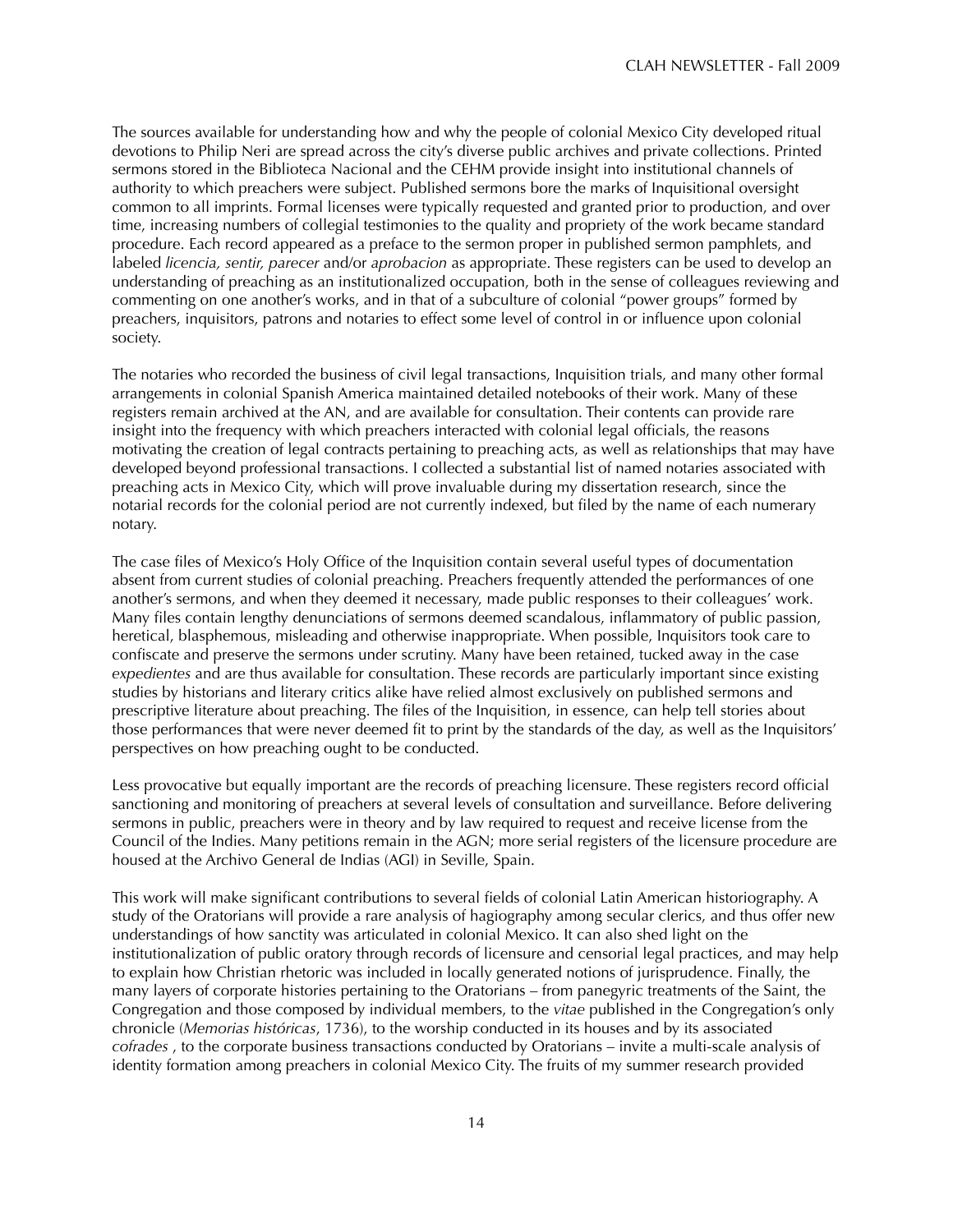The sources available for understanding how and why the people of colonial Mexico City developed ritual devotions to Philip Neri are spread across the city's diverse public archives and private collections. Printed sermons stored in the Biblioteca Nacional and the CEHM provide insight into institutional channels of authority to which preachers were subject. Published sermons bore the marks of Inquisitional oversight common to all imprints. Formal licenses were typically requested and granted prior to production, and over time, increasing numbers of collegial testimonies to the quality and propriety of the work became standard procedure. Each record appeared as a preface to the sermon proper in published sermon pamphlets, and labeled *licencia, sentir, parecer* and/or *aprobacion* as appropriate. These registers can be used to develop an understanding of preaching as an institutionalized occupation, both in the sense of colleagues reviewing and commenting on one another's works, and in that of a subculture of colonial "power groups" formed by preachers, inquisitors, patrons and notaries to effect some level of control in or influence upon colonial society.

The notaries who recorded the business of civil legal transactions, Inquisition trials, and many other formal arrangements in colonial Spanish America maintained detailed notebooks of their work. Many of these registers remain archived at the AN, and are available for consultation. Their contents can provide rare insight into the frequency with which preachers interacted with colonial legal officials, the reasons motivating the creation of legal contracts pertaining to preaching acts, as well as relationships that may have developed beyond professional transactions. I collected a substantial list of named notaries associated with preaching acts in Mexico City, which will prove invaluable during my dissertation research, since the notarial records for the colonial period are not currently indexed, but filed by the name of each numerary notary.

The case files of Mexico's Holy Office of the Inquisition contain several useful types of documentation absent from current studies of colonial preaching. Preachers frequently attended the performances of one another's sermons, and when they deemed it necessary, made public responses to their colleagues' work. Many files contain lengthy denunciations of sermons deemed scandalous, inflammatory of public passion, heretical, blasphemous, misleading and otherwise inappropriate. When possible, Inquisitors took care to confiscate and preserve the sermons under scrutiny. Many have been retained, tucked away in the case *expedientes* and are thus available for consultation. These records are particularly important since existing studies by historians and literary critics alike have relied almost exclusively on published sermons and prescriptive literature about preaching. The files of the Inquisition, in essence, can help tell stories about those performances that were never deemed fit to print by the standards of the day, as well as the Inquisitors' perspectives on how preaching ought to be conducted.

Less provocative but equally important are the records of preaching licensure. These registers record official sanctioning and monitoring of preachers at several levels of consultation and surveillance. Before delivering sermons in public, preachers were in theory and by law required to request and receive license from the Council of the Indies. Many petitions remain in the AGN; more serial registers of the licensure procedure are housed at the Archivo General de Indias (AGI) in Seville, Spain.

This work will make significant contributions to several fields of colonial Latin American historiography. A study of the Oratorians will provide a rare analysis of hagiography among secular clerics, and thus offer new understandings of how sanctity was articulated in colonial Mexico. It can also shed light on the institutionalization of public oratory through records of licensure and censorial legal practices, and may help to explain how Christian rhetoric was included in locally generated notions of jurisprudence. Finally, the many layers of corporate histories pertaining to the Oratorians – from panegyric treatments of the Saint, the Congregation and those composed by individual members, to the *vitae* published in the Congregation's only chronicle (*Memorias históricas*, 1736), to the worship conducted in its houses and by its associated *cofrades* , to the corporate business transactions conducted by Oratorians – invite a multi-scale analysis of identity formation among preachers in colonial Mexico City. The fruits of my summer research provided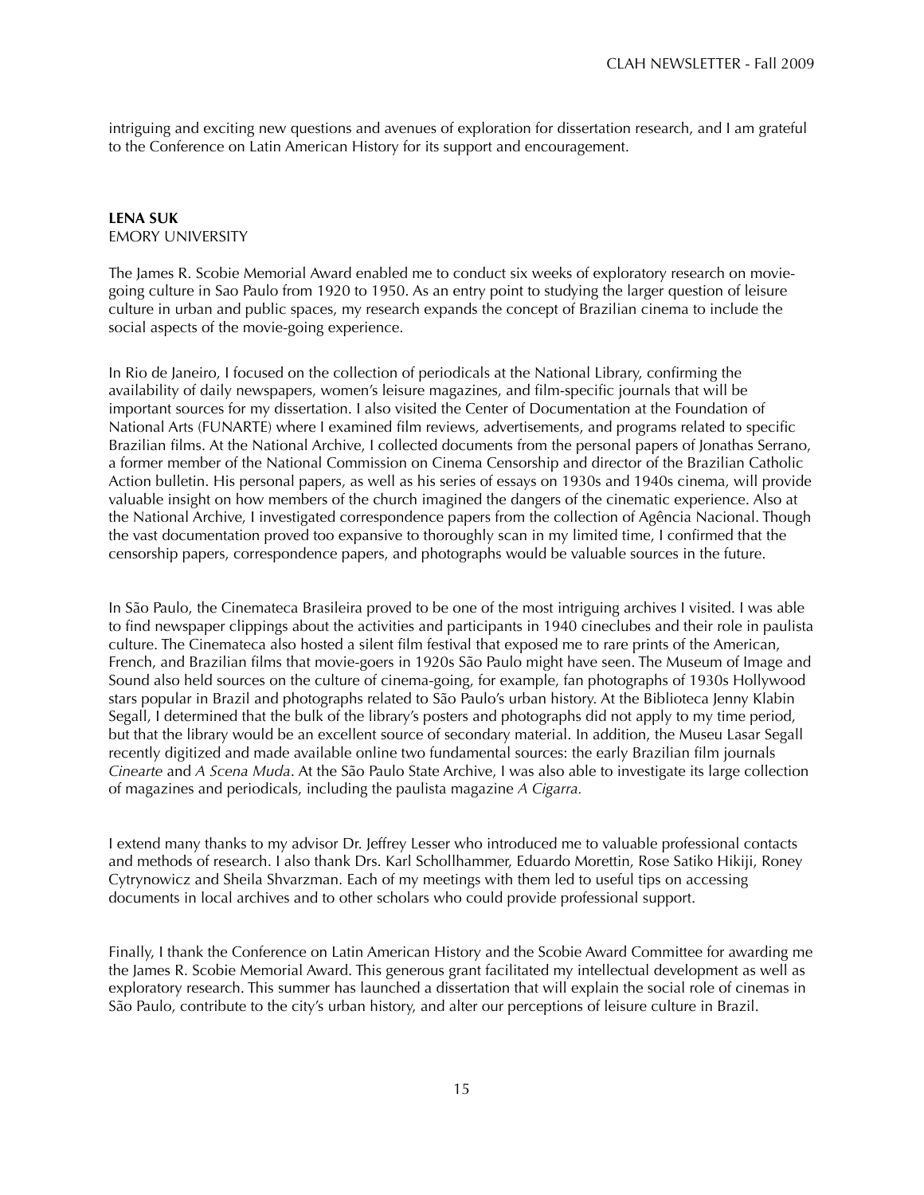intriguing and exciting new questions and avenues of exploration for dissertation research, and I am grateful to the Conference on Latin American History for its support and encouragement.

**LENA SUK**
EMORY UNIVERSITY

The James R. Scobie Memorial Award enabled me to conduct six weeks of exploratory research on movie-going culture in Sao Paulo from 1920 to 1950. As an entry point to studying the larger question of leisure culture in urban and public spaces, my research expands the concept of Brazilian cinema to include the social aspects of the movie-going experience.

In Rio de Janeiro, I focused on the collection of periodicals at the National Library, confirming the availability of daily newspapers, women's leisure magazines, and film-specific journals that will be important sources for my dissertation. I also visited the Center of Documentation at the Foundation of National Arts (FUNARTE) where I examined film reviews, advertisements, and programs related to specific Brazilian films. At the National Archive, I collected documents from the personal papers of Jonathas Serrano, a former member of the National Commission on Cinema Censorship and director of the Brazilian Catholic Action bulletin. His personal papers, as well as his series of essays on 1930s and 1940s cinema, will provide valuable insight on how members of the church imagined the dangers of the cinematic experience. Also at the National Archive, I investigated correspondence papers from the collection of Agência Nacional. Though the vast documentation proved too expansive to thoroughly scan in my limited time, I confirmed that the censorship papers, correspondence papers, and photographs would be valuable sources in the future.

In São Paulo, the Cinemateca Brasileira proved to be one of the most intriguing archives I visited. I was able to find newspaper clippings about the activities and participants in 1940 cineclubes and their role in paulista culture. The Cinemateca also hosted a silent film festival that exposed me to rare prints of the American, French, and Brazilian films that movie-goers in 1920s São Paulo might have seen. The Museum of Image and Sound also held sources on the culture of cinema-going, for example, fan photographs of 1930s Hollywood stars popular in Brazil and photographs related to São Paulo's urban history. At the Biblioteca Jenny Klabin Segall, I determined that the bulk of the library's posters and photographs did not apply to my time period, but that the library would be an excellent source of secondary material. In addition, the Museu Lasar Segall recently digitized and made available online two fundamental sources: the early Brazilian film journals *Cinearte* and *A Scena Muda*. At the São Paulo State Archive, I was also able to investigate its large collection of magazines and periodicals, including the paulista magazine *A Cigarra*.

I extend many thanks to my advisor Dr. Jeffrey Lesser who introduced me to valuable professional contacts and methods of research. I also thank Drs. Karl Schollhammer, Eduardo Morettin, Rose Satiko Hikiji, Roney Cytrynowicz and Sheila Shvarzman. Each of my meetings with them led to useful tips on accessing documents in local archives and to other scholars who could provide professional support.

Finally, I thank the Conference on Latin American History and the Scobie Award Committee for awarding me the James R. Scobie Memorial Award. This generous grant facilitated my intellectual development as well as exploratory research. This summer has launched a dissertation that will explain the social role of cinemas in São Paulo, contribute to the city's urban history, and alter our perceptions of leisure culture in Brazil.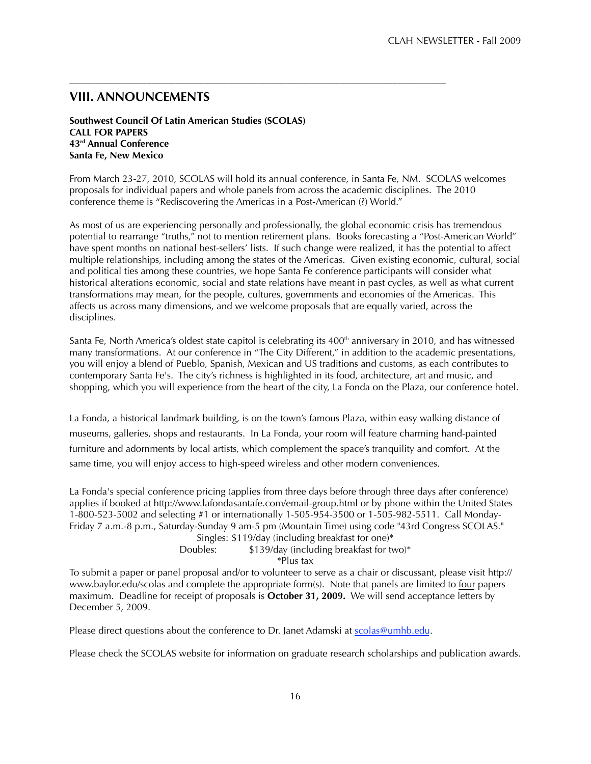## VIII. ANNOUNCEMENTS

**Southwest Council Of Latin American Studies (SCOLAS)**
**CALL FOR PAPERS**
**43rd Annual Conference**
**Santa Fe, New Mexico**

From March 23-27, 2010, SCOLAS will hold its annual conference, in Santa Fe, NM. SCOLAS welcomes proposals for individual papers and whole panels from across the academic disciplines. The 2010 conference theme is "Rediscovering the Americas in a Post-American (?) World."

As most of us are experiencing personally and professionally, the global economic crisis has tremendous potential to rearrange "truths," not to mention retirement plans. Books forecasting a "Post-American World" have spent months on national best-sellers' lists. If such change were realized, it has the potential to affect multiple relationships, including among the states of the Americas. Given existing economic, cultural, social and political ties among these countries, we hope Santa Fe conference participants will consider what historical alterations economic, social and state relations have meant in past cycles, as well as what current transformations may mean, for the people, cultures, governments and economies of the Americas. This affects us across many dimensions, and we welcome proposals that are equally varied, across the disciplines.

Santa Fe, North America's oldest state capitol is celebrating its 400th anniversary in 2010, and has witnessed many transformations. At our conference in "The City Different," in addition to the academic presentations, you will enjoy a blend of Pueblo, Spanish, Mexican and US traditions and customs, as each contributes to contemporary Santa Fe's. The city's richness is highlighted in its food, architecture, art and music, and shopping, which you will experience from the heart of the city, La Fonda on the Plaza, our conference hotel.

La Fonda, a historical landmark building, is on the town's famous Plaza, within easy walking distance of museums, galleries, shops and restaurants. In La Fonda, your room will feature charming hand-painted furniture and adornments by local artists, which complement the space's tranquility and comfort. At the same time, you will enjoy access to high-speed wireless and other modern conveniences.

La Fonda's special conference pricing (applies from three days before through three days after conference) applies if booked at http://www.lafondasantafe.com/email-group.html or by phone within the United States 1-800-523-5002 and selecting #1 or internationally 1-505-954-3500 or 1-505-982-5511. Call Monday-Friday 7 a.m.-8 p.m., Saturday-Sunday 9 am-5 pm (Mountain Time) using code "43rd Congress SCOLAS."

Singles: $119/day (including breakfast for one)*
Doubles: $139/day (including breakfast for two)*
*Plus tax

To submit a paper or panel proposal and/or to volunteer to serve as a chair or discussant, please visit http://www.baylor.edu/scolas and complete the appropriate form(s). Note that panels are limited to four papers maximum. Deadline for receipt of proposals is **October 31, 2009.** We will send acceptance letters by December 5, 2009.

Please direct questions about the conference to Dr. Janet Adamski at scolas@umhb.edu.

Please check the SCOLAS website for information on graduate research scholarships and publication awards.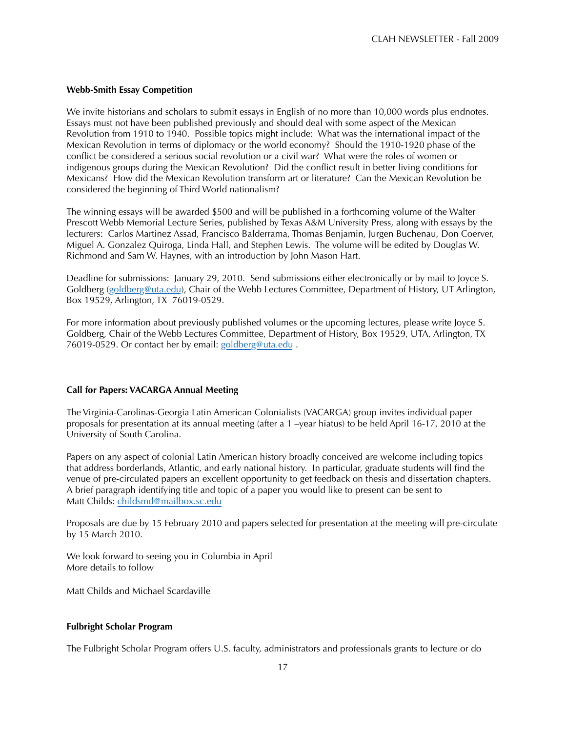### Webb-Smith Essay Competition

We invite historians and scholars to submit essays in English of no more than 10,000 words plus endnotes. Essays must not have been published previously and should deal with some aspect of the Mexican Revolution from 1910 to 1940. Possible topics might include: What was the international impact of the Mexican Revolution in terms of diplomacy or the world economy? Should the 1910-1920 phase of the conflict be considered a serious social revolution or a civil war? What were the roles of women or indigenous groups during the Mexican Revolution? Did the conflict result in better living conditions for Mexicans? How did the Mexican Revolution transform art or literature? Can the Mexican Revolution be considered the beginning of Third World nationalism?

The winning essays will be awarded $500 and will be published in a forthcoming volume of the Walter Prescott Webb Memorial Lecture Series, published by Texas A&M University Press, along with essays by the lecturers: Carlos Martinez Assad, Francisco Balderrama, Thomas Benjamin, Jurgen Buchenau, Don Coerver, Miguel A. Gonzalez Quiroga, Linda Hall, and Stephen Lewis. The volume will be edited by Douglas W. Richmond and Sam W. Haynes, with an introduction by John Mason Hart.

Deadline for submissions: January 29, 2010. Send submissions either electronically or by mail to Joyce S. Goldberg (goldberg@uta.edu), Chair of the Webb Lectures Committee, Department of History, UT Arlington, Box 19529, Arlington, TX 76019-0529.

For more information about previously published volumes or the upcoming lectures, please write Joyce S. Goldberg, Chair of the Webb Lectures Committee, Department of History, Box 19529, UTA, Arlington, TX 76019-0529. Or contact her by email: goldberg@uta.edu .

### Call for Papers: VACARGA Annual Meeting

The Virginia-Carolinas-Georgia Latin American Colonialists (VACARGA) group invites individual paper proposals for presentation at its annual meeting (after a 1 –year hiatus) to be held April 16-17, 2010 at the University of South Carolina.

Papers on any aspect of colonial Latin American history broadly conceived are welcome including topics that address borderlands, Atlantic, and early national history. In particular, graduate students will find the venue of pre-circulated papers an excellent opportunity to get feedback on thesis and dissertation chapters. A brief paragraph identifying title and topic of a paper you would like to present can be sent to Matt Childs: childsmd@mailbox.sc.edu

Proposals are due by 15 February 2010 and papers selected for presentation at the meeting will pre-circulate by 15 March 2010.

We look forward to seeing you in Columbia in April
More details to follow

Matt Childs and Michael Scardaville

### Fulbright Scholar Program

The Fulbright Scholar Program offers U.S. faculty, administrators and professionals grants to lecture or do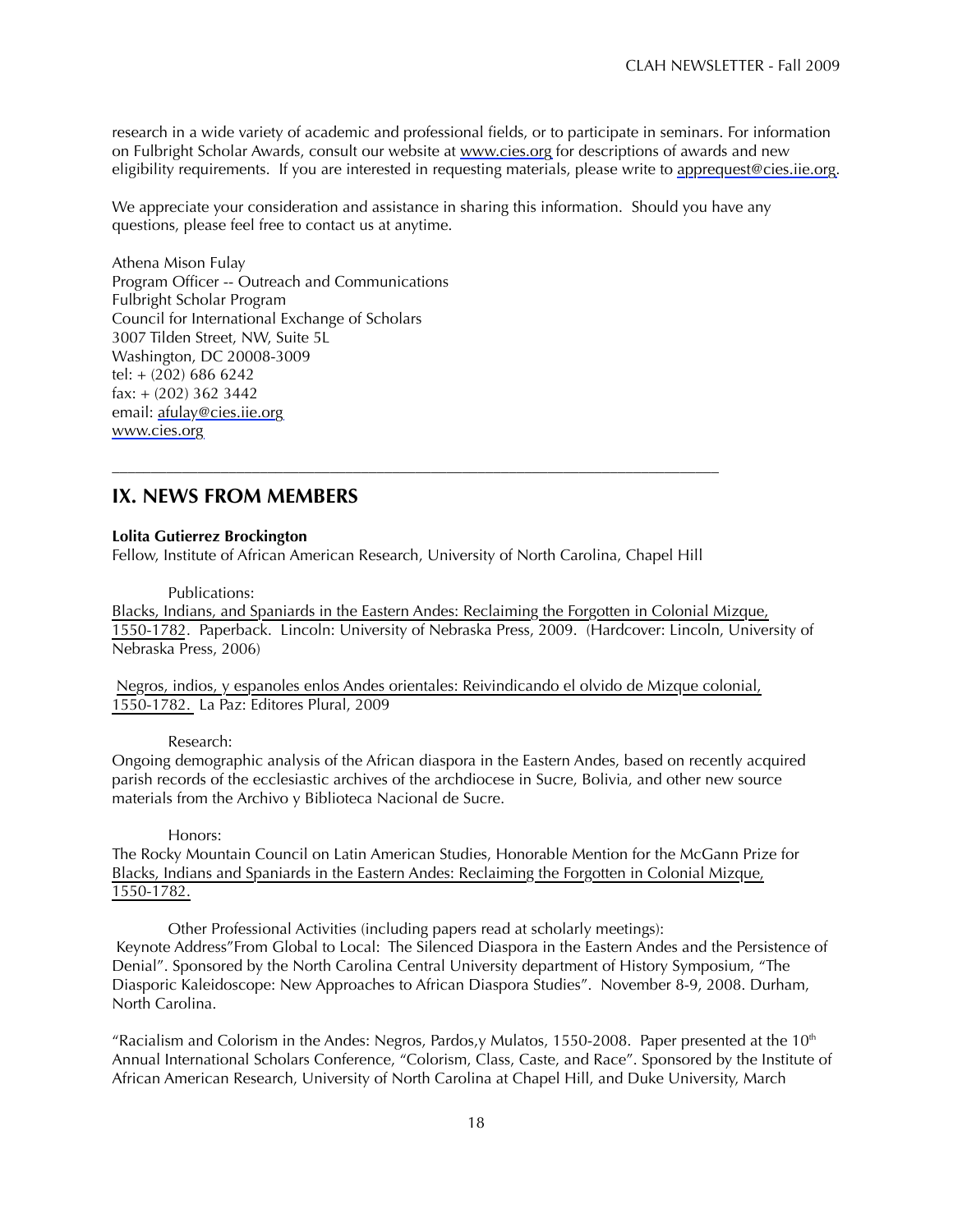research in a wide variety of academic and professional fields, or to participate in seminars. For information on Fulbright Scholar Awards, consult our website at www.cies.org for descriptions of awards and new eligibility requirements. If you are interested in requesting materials, please write to apprequest@cies.iie.org.

We appreciate your consideration and assistance in sharing this information. Should you have any questions, please feel free to contact us at anytime.

Athena Mison Fulay  
Program Officer -- Outreach and Communications  
Fulbright Scholar Program  
Council for International Exchange of Scholars  
3007 Tilden Street, NW, Suite 5L  
Washington, DC 20008-3009  
tel: + (202) 686 6242  
fax: + (202) 362 3442  
email: afulay@cies.iie.org  
www.cies.org

---

## IX. NEWS FROM MEMBERS

**Lolita Gutierrez Brockington**  
Fellow, Institute of African American Research, University of North Carolina, Chapel Hill

Publications:

Blacks, Indians, and Spaniards in the Eastern Andes: Reclaiming the Forgotten in Colonial Mizque, 1550-1782. Paperback. Lincoln: University of Nebraska Press, 2009. (Hardcover: Lincoln, University of Nebraska Press, 2006)

Negros, indios, y espanoles enlos Andes orientales: Reivindicando el olvido de Mizque colonial, 1550-1782. La Paz: Editores Plural, 2009

Research:

Ongoing demographic analysis of the African diaspora in the Eastern Andes, based on recently acquired parish records of the ecclesiastic archives of the archdiocese in Sucre, Bolivia, and other new source materials from the Archivo y Biblioteca Nacional de Sucre.

Honors:

The Rocky Mountain Council on Latin American Studies, Honorable Mention for the McGann Prize for Blacks, Indians and Spaniards in the Eastern Andes: Reclaiming the Forgotten in Colonial Mizque, 1550-1782.

Other Professional Activities (including papers read at scholarly meetings):

Keynote Address"From Global to Local: The Silenced Diaspora in the Eastern Andes and the Persistence of Denial". Sponsored by the North Carolina Central University department of History Symposium, "The Diasporic Kaleidoscope: New Approaches to African Diaspora Studies". November 8-9, 2008. Durham, North Carolina.

"Racialism and Colorism in the Andes: Negros, Pardos,y Mulatos, 1550-2008. Paper presented at the 10th Annual International Scholars Conference, "Colorism, Class, Caste, and Race". Sponsored by the Institute of African American Research, University of North Carolina at Chapel Hill, and Duke University, March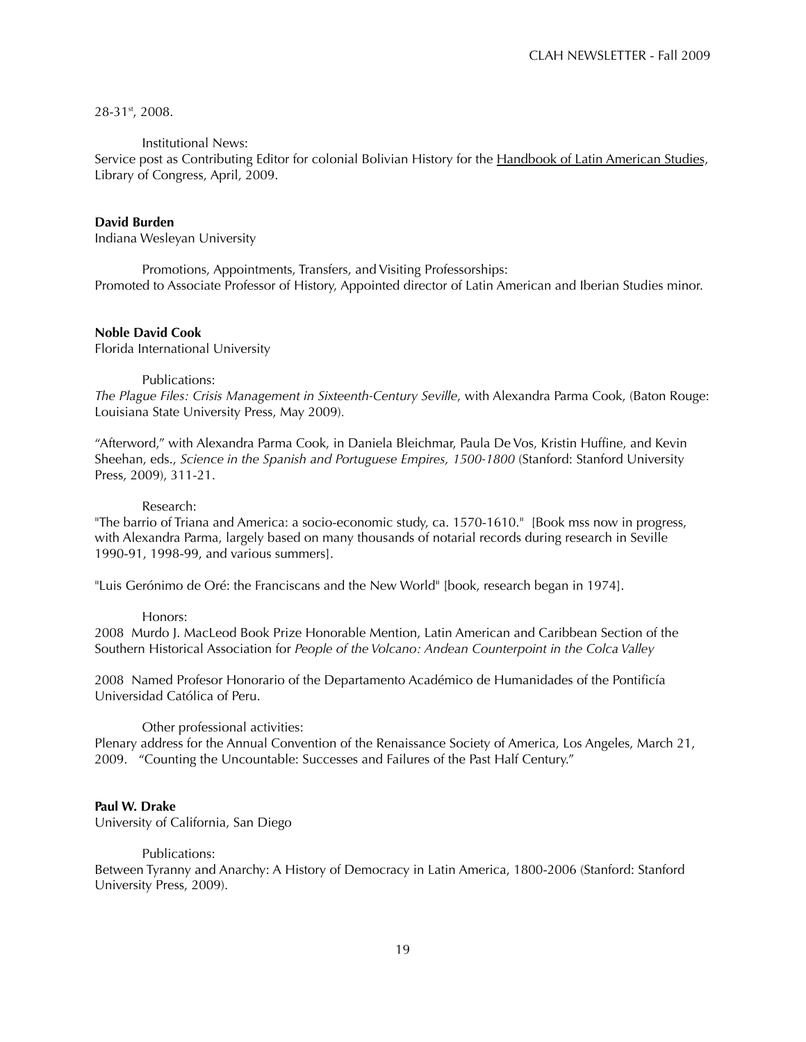28-31st, 2008.

Institutional News:
Service post as Contributing Editor for colonial Bolivian History for the Handbook of Latin American Studies, Library of Congress, April, 2009.

**David Burden**
Indiana Wesleyan University

Promotions, Appointments, Transfers, and Visiting Professorships:
Promoted to Associate Professor of History, Appointed director of Latin American and Iberian Studies minor.

**Noble David Cook**
Florida International University

Publications:
*The Plague Files: Crisis Management in Sixteenth-Century Seville*, with Alexandra Parma Cook, (Baton Rouge: Louisiana State University Press, May 2009).

"Afterword," with Alexandra Parma Cook, in Daniela Bleichmar, Paula De Vos, Kristin Huffine, and Kevin Sheehan, eds., *Science in the Spanish and Portuguese Empires, 1500-1800* (Stanford: Stanford University Press, 2009), 311-21.

Research:
"The barrio of Triana and America: a socio-economic study, ca. 1570-1610." [Book mss now in progress, with Alexandra Parma, largely based on many thousands of notarial records during research in Seville 1990-91, 1998-99, and various summers].

"Luis Gerónimo de Oré: the Franciscans and the New World" [book, research began in 1974].

Honors:
2008 Murdo J. MacLeod Book Prize Honorable Mention, Latin American and Caribbean Section of the Southern Historical Association for *People of the Volcano: Andean Counterpoint in the Colca Valley*

2008 Named Profesor Honorario of the Departamento Académico de Humanidades of the Pontificía Universidad Católica of Peru.

Other professional activities:
Plenary address for the Annual Convention of the Renaissance Society of America, Los Angeles, March 21, 2009. "Counting the Uncountable: Successes and Failures of the Past Half Century."

**Paul W. Drake**
University of California, San Diego

Publications:
Between Tyranny and Anarchy: A History of Democracy in Latin America, 1800-2006 (Stanford: Stanford University Press, 2009).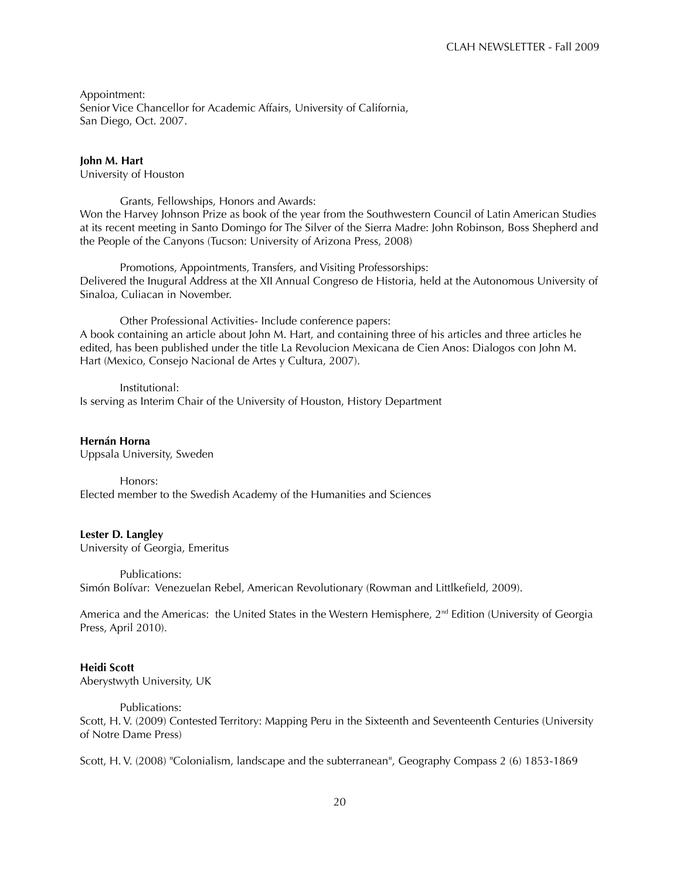Appointment:
Senior Vice Chancellor for Academic Affairs, University of California, San Diego, Oct. 2007.

**John M. Hart**
University of Houston

Grants, Fellowships, Honors and Awards:
Won the Harvey Johnson Prize as book of the year from the Southwestern Council of Latin American Studies at its recent meeting in Santo Domingo for The Silver of the Sierra Madre: John Robinson, Boss Shepherd and the People of the Canyons (Tucson: University of Arizona Press, 2008)

Promotions, Appointments, Transfers, and Visiting Professorships:
Delivered the Inugural Address at the XII Annual Congreso de Historia, held at the Autonomous University of Sinaloa, Culiacan in November.

Other Professional Activities- Include conference papers:
A book containing an article about John M. Hart, and containing three of his articles and three articles he edited, has been published under the title La Revolucion Mexicana de Cien Anos: Dialogos con John M. Hart (Mexico, Consejo Nacional de Artes y Cultura, 2007).

Institutional:
Is serving as Interim Chair of the University of Houston, History Department

**Hernán Horna**
Uppsala University, Sweden

Honors:
Elected member to the Swedish Academy of the Humanities and Sciences

**Lester D. Langley**
University of Georgia, Emeritus

Publications:
Simón Bolívar: Venezuelan Rebel, American Revolutionary (Rowman and Littlkefield, 2009).

America and the Americas: the United States in the Western Hemisphere, 2nd Edition (University of Georgia Press, April 2010).

**Heidi Scott**
Aberystwyth University, UK

Publications:
Scott, H. V. (2009) Contested Territory: Mapping Peru in the Sixteenth and Seventeenth Centuries (University of Notre Dame Press)

Scott, H. V. (2008) "Colonialism, landscape and the subterranean", Geography Compass 2 (6) 1853-1869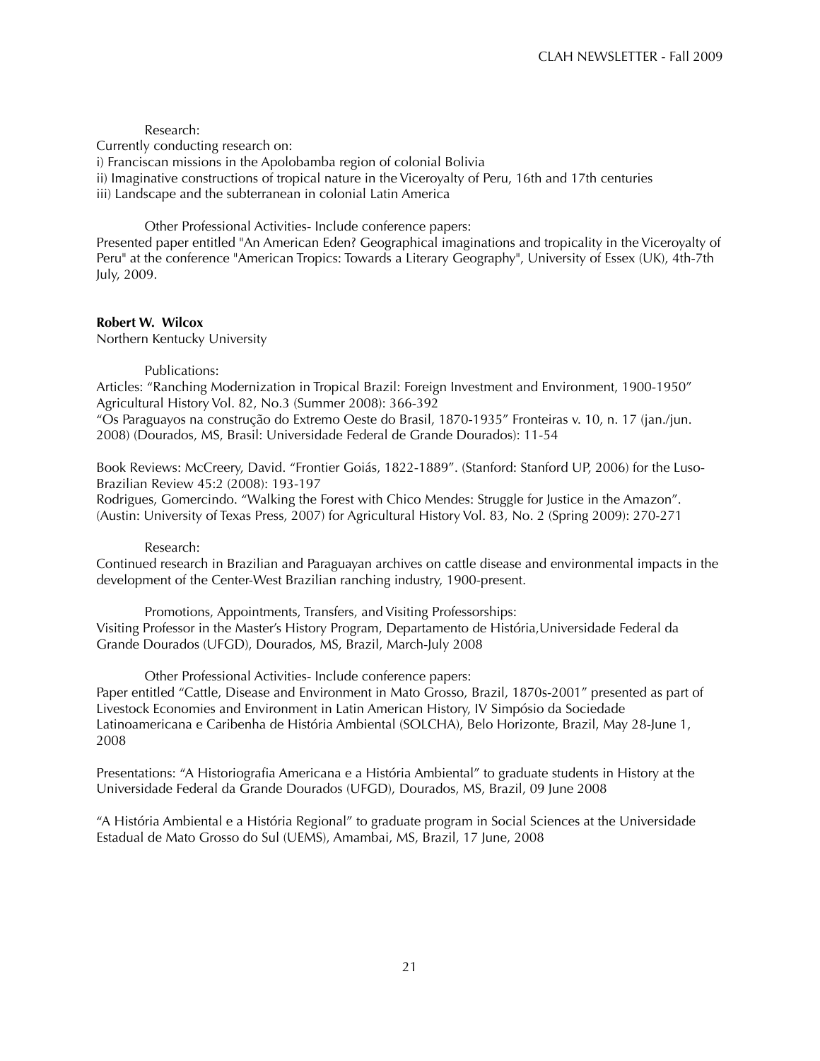Research:

Currently conducting research on:
i) Franciscan missions in the Apolobamba region of colonial Bolivia
ii) Imaginative constructions of tropical nature in the Viceroyalty of Peru, 16th and 17th centuries
iii) Landscape and the subterranean in colonial Latin America

Other Professional Activities- Include conference papers:

Presented paper entitled "An American Eden? Geographical imaginations and tropicality in the Viceroyalty of Peru" at the conference "American Tropics: Towards a Literary Geography", University of Essex (UK), 4th-7th July, 2009.

**Robert W. Wilcox**
Northern Kentucky University

Publications:

Articles: "Ranching Modernization in Tropical Brazil: Foreign Investment and Environment, 1900-1950" Agricultural History Vol. 82, No.3 (Summer 2008): 366-392
"Os Paraguayos na construção do Extremo Oeste do Brasil, 1870-1935" Fronteiras v. 10, n. 17 (jan./jun. 2008) (Dourados, MS, Brasil: Universidade Federal de Grande Dourados): 11-54

Book Reviews: McCreery, David. "Frontier Goiás, 1822-1889". (Stanford: Stanford UP, 2006) for the Luso-Brazilian Review 45:2 (2008): 193-197
Rodrigues, Gomercindo. "Walking the Forest with Chico Mendes: Struggle for Justice in the Amazon". (Austin: University of Texas Press, 2007) for Agricultural History Vol. 83, No. 2 (Spring 2009): 270-271

Research:

Continued research in Brazilian and Paraguayan archives on cattle disease and environmental impacts in the development of the Center-West Brazilian ranching industry, 1900-present.

Promotions, Appointments, Transfers, and Visiting Professorships:

Visiting Professor in the Master's History Program, Departamento de História,Universidade Federal da Grande Dourados (UFGD), Dourados, MS, Brazil, March-July 2008

Other Professional Activities- Include conference papers:

Paper entitled "Cattle, Disease and Environment in Mato Grosso, Brazil, 1870s-2001" presented as part of Livestock Economies and Environment in Latin American History, IV Simpósio da Sociedade Latinoamericana e Caribenha de História Ambiental (SOLCHA), Belo Horizonte, Brazil, May 28-June 1, 2008

Presentations: "A Historiografia Americana e a História Ambiental" to graduate students in History at the Universidade Federal da Grande Dourados (UFGD), Dourados, MS, Brazil, 09 June 2008

"A História Ambiental e a História Regional" to graduate program in Social Sciences at the Universidade Estadual de Mato Grosso do Sul (UEMS), Amambai, MS, Brazil, 17 June, 2008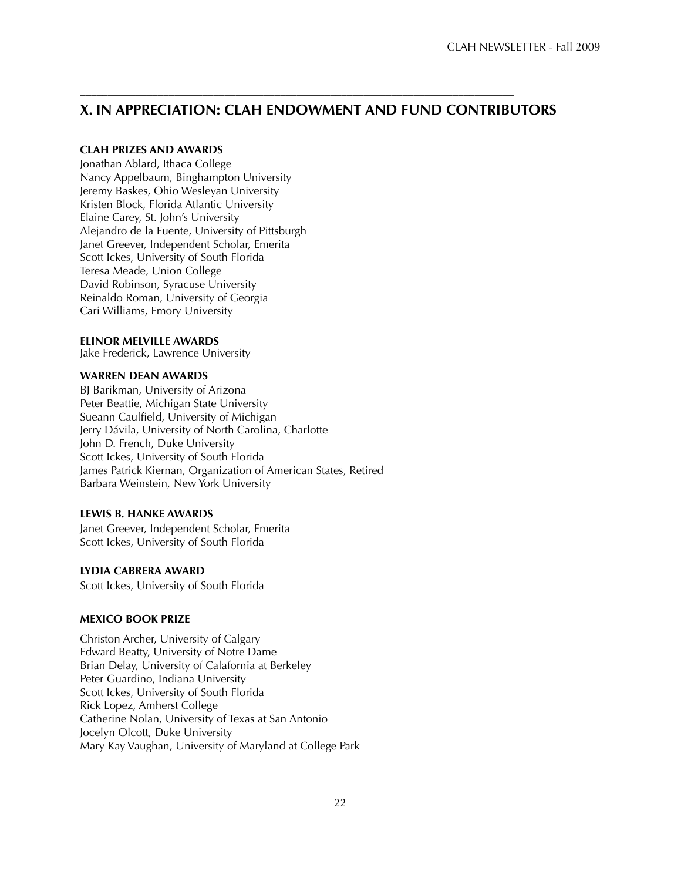## X. IN APPRECIATION: CLAH ENDOWMENT AND FUND CONTRIBUTORS

**CLAH PRIZES AND AWARDS**

Jonathan Ablard, Ithaca College
Nancy Appelbaum, Binghampton University
Jeremy Baskes, Ohio Wesleyan University
Kristen Block, Florida Atlantic University
Elaine Carey, St. John's University
Alejandro de la Fuente, University of Pittsburgh
Janet Greever, Independent Scholar, Emerita
Scott Ickes, University of South Florida
Teresa Meade, Union College
David Robinson, Syracuse University
Reinaldo Roman, University of Georgia
Cari Williams, Emory University

**ELINOR MELVILLE AWARDS**

Jake Frederick, Lawrence University

**WARREN DEAN AWARDS**

BJ Barikman, University of Arizona
Peter Beattie, Michigan State University
Sueann Caulfield, University of Michigan
Jerry Dávila, University of North Carolina, Charlotte
John D. French, Duke University
Scott Ickes, University of South Florida
James Patrick Kiernan, Organization of American States, Retired
Barbara Weinstein, New York University

**LEWIS B. HANKE AWARDS**

Janet Greever, Independent Scholar, Emerita
Scott Ickes, University of South Florida

**LYDIA CABRERA AWARD**

Scott Ickes, University of South Florida

**MEXICO BOOK PRIZE**

Christon Archer, University of Calgary
Edward Beatty, University of Notre Dame
Brian Delay, University of Calafornia at Berkeley
Peter Guardino, Indiana University
Scott Ickes, University of South Florida
Rick Lopez, Amherst College
Catherine Nolan, University of Texas at San Antonio
Jocelyn Olcott, Duke University
Mary Kay Vaughan, University of Maryland at College Park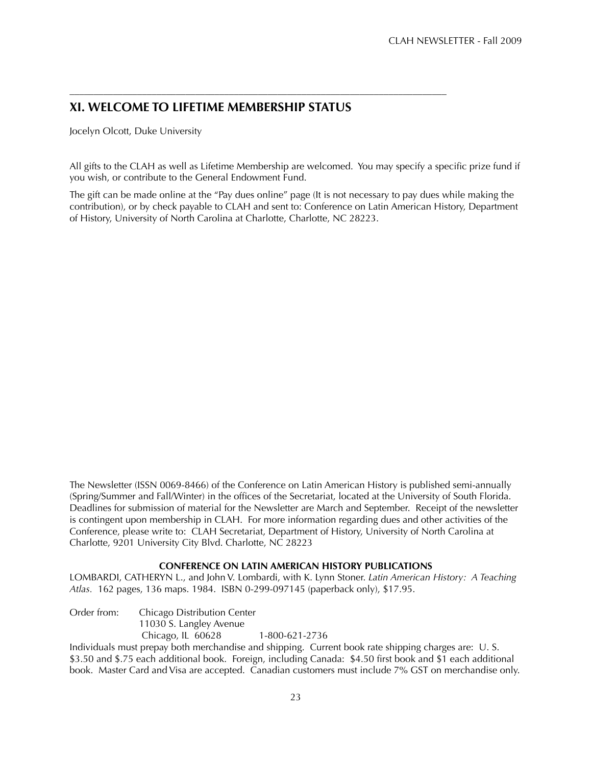## XI. WELCOME TO LIFETIME MEMBERSHIP STATUS

Jocelyn Olcott, Duke University

All gifts to the CLAH as well as Lifetime Membership are welcomed. You may specify a specific prize fund if you wish, or contribute to the General Endowment Fund.

The gift can be made online at the "Pay dues online" page (It is not necessary to pay dues while making the contribution), or by check payable to CLAH and sent to: Conference on Latin American History, Department of History, University of North Carolina at Charlotte, Charlotte, NC 28223.

The Newsletter (ISSN 0069-8466) of the Conference on Latin American History is published semi-annually (Spring/Summer and Fall/Winter) in the offices of the Secretariat, located at the University of South Florida. Deadlines for submission of material for the Newsletter are March and September. Receipt of the newsletter is contingent upon membership in CLAH. For more information regarding dues and other activities of the Conference, please write to: CLAH Secretariat, Department of History, University of North Carolina at Charlotte, 9201 University City Blvd. Charlotte, NC 28223

**CONFERENCE ON LATIN AMERICAN HISTORY PUBLICATIONS**

LOMBARDI, CATHERYN L., and John V. Lombardi, with K. Lynn Stoner. *Latin American History: A Teaching Atlas*. 162 pages, 136 maps. 1984. ISBN 0-299-097145 (paperback only), $17.95.

Order from: Chicago Distribution Center
11030 S. Langley Avenue
Chicago, IL 60628 1-800-621-2736

Individuals must prepay both merchandise and shipping. Current book rate shipping charges are: U. S. $3.50 and $.75 each additional book. Foreign, including Canada: $4.50 first book and $1 each additional book. Master Card and Visa are accepted. Canadian customers must include 7% GST on merchandise only.